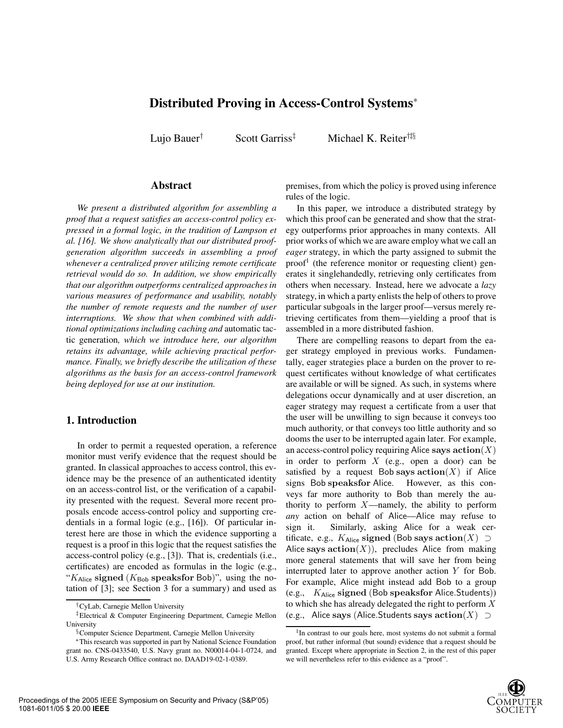# Distributed Proving in Access-Control Systems*

Lujo Bauer[†] Scott Garriss[‡] Michael K. Reiter[†‡§]

## Abstract

*We present a distributed algorithm for assembling a proof that a request satisfies an access-control policy expressed in a formal logic, in the tradition of Lampson et al. [16]. We show analytically that our distributed proof-generation algorithm succeeds in assembling a proof whenever a centralized prover utilizing remote certificate retrieval would do so. In addition, we show empirically that our algorithm outperforms centralized approaches in various measures of performance and usability, notably the number of remote requests and the number of user interruptions. We show that when combined with additional optimizations including caching and* automatic tactic generation*, which we introduce here, our algorithm retains its advantage, while achieving practical performance. Finally, we briefly describe the utilization of these algorithms as the basis for an access-control framework being deployed for use at our institution.*

## 1. Introduction

In order to permit a requested operation, a reference monitor must verify evidence that the request should be granted. In classical approaches to access control, this evidence may be the presence of an authenticated identity on an access-control list, or the verification of a capability presented with the request. Several more recent proposals encode access-control policy and supporting credentials in a formal logic (e.g., [16]). Of particular interest here are those in which the evidence supporting a request is a proof in this logic that the request satisfies the access-control policy (e.g., [3]). That is, credentials (i.e., certificates) are encoded as formulas in the logic (e.g., "$K_{\mathsf{Alice}}$ **signed** ($K_{\mathsf{Bob}}$ **speaksfor** Bob)", using the notation of [3]; see Section 3 for a summary) and used as premises, from which the policy is proved using inference rules of the logic.

In this paper, we introduce a distributed strategy by which this proof can be generated and show that the strategy outperforms prior approaches in many contexts. All prior works of which we are aware employ what we call an *eager* strategy, in which the party assigned to submit the proof[1] (the reference monitor or requesting client) generates it singlehandedly, retrieving only certificates from others when necessary. Instead, here we advocate a *lazy* strategy, in which a party enlists the help of others to prove particular subgoals in the larger proof—versus merely retrieving certificates from them—yielding a proof that is assembled in a more distributed fashion.

There are compelling reasons to depart from the eager strategy employed in previous works. Fundamentally, eager strategies place a burden on the prover to request certificates without knowledge of what certificates are available or will be signed. As such, in systems where delegations occur dynamically and at user discretion, an eager strategy may request a certificate from a user that the user will be unwilling to sign because it conveys too much authority, or that conveys too little authority and so dooms the user to be interrupted again later. For example, an access-control policy requiring Alice **says** **action**$(X)$ in order to perform $X$ (e.g., open a door) can be satisfied by a request Bob **says** **action**$(X)$ if Alice signs Bob **speaksfor** Alice. However, as this conveys far more authority to Bob than merely the authority to perform $X$—namely, the ability to perform *any* action on behalf of Alice—Alice may refuse to sign it. Similarly, asking Alice for a weak certificate, e.g., $K_{\mathsf{Alice}}$ **signed** (Bob **says** **action**$(X)$ $\supset$ Alice **says** **action**$(X)$), precludes Alice from making more general statements that will save her from being interrupted later to approve another action $Y$ for Bob. For example, Alice might instead add Bob to a group (e.g., $K_{\mathsf{Alice}}$ **signed** (Bob **speaksfor** Alice.Students)) to which she has already delegated the right to perform $X$ (e.g., Alice **says** (Alice.Students **says** **action**$(X)$ $\supset$

[†]CyLab, Carnegie Mellon University

[‡]Electrical & Computer Engineering Department, Carnegie Mellon University

[§]Computer Science Department, Carnegie Mellon University

*This research was supported in part by National Science Foundation grant no. CNS-0433540, U.S. Navy grant no. N00014-04-1-0724, and U.S. Army Research Office contract no. DAAD19-02-1-0389.

[1]In contrast to our goals here, most systems do not submit a formal proof, but rather informal (but sound) evidence that a request should be granted. Except where appropriate in Section 2, in the rest of this paper we will nevertheless refer to this evidence as a "proof".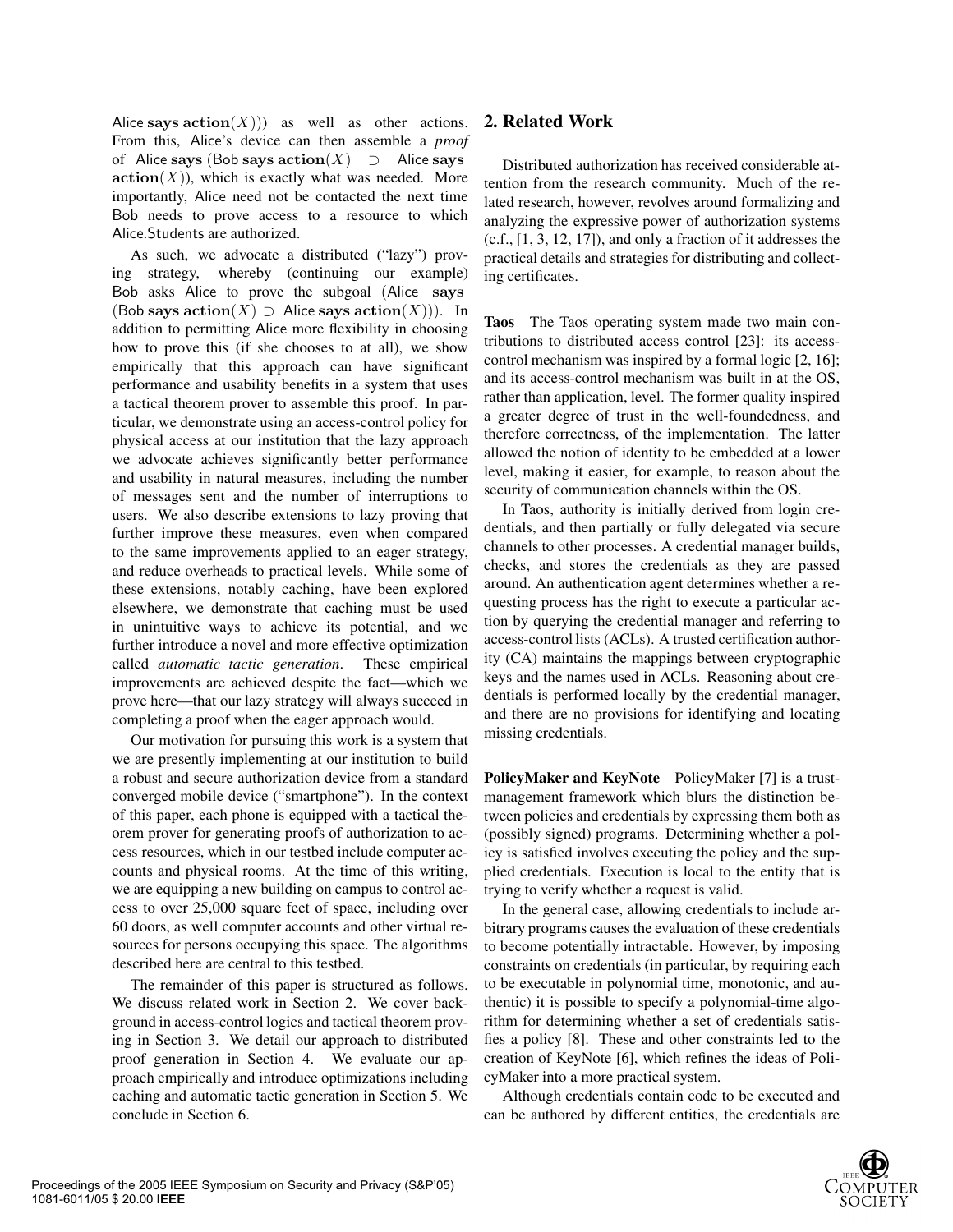Alice $\textbf{says}\ \textbf{action}(X)$)) as well as other actions. From this, Alice's device can then assemble a *proof* of Alice $\textbf{says}$ (Bob $\textbf{says}\ \textbf{action}(X) \supset$ Alice $\textbf{says}\ \textbf{action}(X)$), which is exactly what was needed. More importantly, Alice need not be contacted the next time Bob needs to prove access to a resource to which Alice.Students are authorized.

As such, we advocate a distributed ("lazy") proving strategy, whereby (continuing our example) Bob asks Alice to prove the subgoal (Alice $\textbf{says}$ (Bob $\textbf{says}\ \textbf{action}(X) \supset$ Alice $\textbf{says}\ \textbf{action}(X)$)). In addition to permitting Alice more flexibility in choosing how to prove this (if she chooses to at all), we show empirically that this approach can have significant performance and usability benefits in a system that uses a tactical theorem prover to assemble this proof. In particular, we demonstrate using an access-control policy for physical access at our institution that the lazy approach we advocate achieves significantly better performance and usability in natural measures, including the number of messages sent and the number of interruptions to users. We also describe extensions to lazy proving that further improve these measures, even when compared to the same improvements applied to an eager strategy, and reduce overheads to practical levels. While some of these extensions, notably caching, have been explored elsewhere, we demonstrate that caching must be used in unintuitive ways to achieve its potential, and we further introduce a novel and more effective optimization called *automatic tactic generation*. These empirical improvements are achieved despite the fact—which we prove here—that our lazy strategy will always succeed in completing a proof when the eager approach would.

Our motivation for pursuing this work is a system that we are presently implementing at our institution to build a robust and secure authorization device from a standard converged mobile device ("smartphone"). In the context of this paper, each phone is equipped with a tactical theorem prover for generating proofs of authorization to access resources, which in our testbed include computer accounts and physical rooms. At the time of this writing, we are equipping a new building on campus to control access to over 25,000 square feet of space, including over 60 doors, as well computer accounts and other virtual resources for persons occupying this space. The algorithms described here are central to this testbed.

The remainder of this paper is structured as follows. We discuss related work in Section 2. We cover background in access-control logics and tactical theorem proving in Section 3. We detail our approach to distributed proof generation in Section 4. We evaluate our approach empirically and introduce optimizations including caching and automatic tactic generation in Section 5. We conclude in Section 6.

## 2. Related Work

Distributed authorization has received considerable attention from the research community. Much of the related research, however, revolves around formalizing and analyzing the expressive power of authorization systems (c.f., [1, 3, 12, 17]), and only a fraction of it addresses the practical details and strategies for distributing and collecting certificates.

**Taos** The Taos operating system made two main contributions to distributed access control [23]: its access-control mechanism was inspired by a formal logic [2, 16]; and its access-control mechanism was built in at the OS, rather than application, level. The former quality inspired a greater degree of trust in the well-foundedness, and therefore correctness, of the implementation. The latter allowed the notion of identity to be embedded at a lower level, making it easier, for example, to reason about the security of communication channels within the OS.

In Taos, authority is initially derived from login credentials, and then partially or fully delegated via secure channels to other processes. A credential manager builds, checks, and stores the credentials as they are passed around. An authentication agent determines whether a requesting process has the right to execute a particular action by querying the credential manager and referring to access-control lists (ACLs). A trusted certification authority (CA) maintains the mappings between cryptographic keys and the names used in ACLs. Reasoning about credentials is performed locally by the credential manager, and there are no provisions for identifying and locating missing credentials.

**PolicyMaker and KeyNote** PolicyMaker [7] is a trust-management framework which blurs the distinction between policies and credentials by expressing them both as (possibly signed) programs. Determining whether a policy is satisfied involves executing the policy and the supplied credentials. Execution is local to the entity that is trying to verify whether a request is valid.

In the general case, allowing credentials to include arbitrary programs causes the evaluation of these credentials to become potentially intractable. However, by imposing constraints on credentials (in particular, by requiring each to be executable in polynomial time, monotonic, and authentic) it is possible to specify a polynomial-time algorithm for determining whether a set of credentials satisfies a policy [8]. These and other constraints led to the creation of KeyNote [6], which refines the ideas of PolicyMaker into a more practical system.

Although credentials contain code to be executed and can be authored by different entities, the credentials are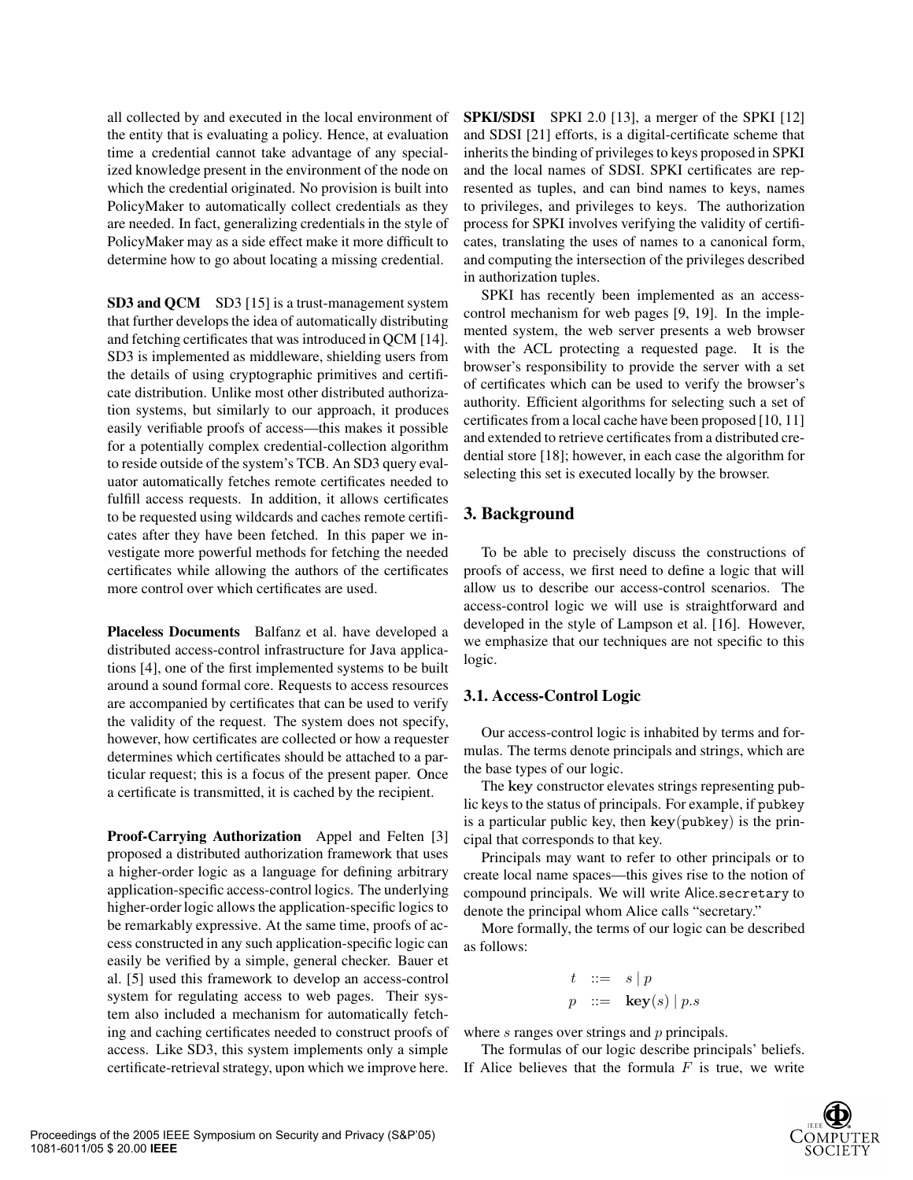all collected by and executed in the local environment of the entity that is evaluating a policy. Hence, at evaluation time a credential cannot take advantage of any specialized knowledge present in the environment of the node on which the credential originated. No provision is built into PolicyMaker to automatically collect credentials as they are needed. In fact, generalizing credentials in the style of PolicyMaker may as a side effect make it more difficult to determine how to go about locating a missing credential.

**SD3 and QCM** SD3 [15] is a trust-management system that further develops the idea of automatically distributing and fetching certificates that was introduced in QCM [14]. SD3 is implemented as middleware, shielding users from the details of using cryptographic primitives and certificate distribution. Unlike most other distributed authorization systems, but similarly to our approach, it produces easily verifiable proofs of access—this makes it possible for a potentially complex credential-collection algorithm to reside outside of the system's TCB. An SD3 query evaluator automatically fetches remote certificates needed to fulfill access requests. In addition, it allows certificates to be requested using wildcards and caches remote certificates after they have been fetched. In this paper we investigate more powerful methods for fetching the needed certificates while allowing the authors of the certificates more control over which certificates are used.

**Placeless Documents** Balfanz et al. have developed a distributed access-control infrastructure for Java applications [4], one of the first implemented systems to be built around a sound formal core. Requests to access resources are accompanied by certificates that can be used to verify the validity of the request. The system does not specify, however, how certificates are collected or how a requester determines which certificates should be attached to a particular request; this is a focus of the present paper. Once a certificate is transmitted, it is cached by the recipient.

**Proof-Carrying Authorization** Appel and Felten [3] proposed a distributed authorization framework that uses a higher-order logic as a language for defining arbitrary application-specific access-control logics. The underlying higher-order logic allows the application-specific logics to be remarkably expressive. At the same time, proofs of access constructed in any such application-specific logic can easily be verified by a simple, general checker. Bauer et al. [5] used this framework to develop an access-control system for regulating access to web pages. Their system also included a mechanism for automatically fetching and caching certificates needed to construct proofs of access. Like SD3, this system implements only a simple certificate-retrieval strategy, upon which we improve here.

**SPKI/SDSI** SPKI 2.0 [13], a merger of the SPKI [12] and SDSI [21] efforts, is a digital-certificate scheme that inherits the binding of privileges to keys proposed in SPKI and the local names of SDSI. SPKI certificates are represented as tuples, and can bind names to keys, names to privileges, and privileges to keys. The authorization process for SPKI involves verifying the validity of certificates, translating the uses of names to a canonical form, and computing the intersection of the privileges described in authorization tuples.

SPKI has recently been implemented as an access-control mechanism for web pages [9, 19]. In the implemented system, the web server presents a web browser with the ACL protecting a requested page. It is the browser's responsibility to provide the server with a set of certificates which can be used to verify the browser's authority. Efficient algorithms for selecting such a set of certificates from a local cache have been proposed [10, 11] and extended to retrieve certificates from a distributed credential store [18]; however, in each case the algorithm for selecting this set is executed locally by the browser.

## 3. Background

To be able to precisely discuss the constructions of proofs of access, we first need to define a logic that will allow us to describe our access-control scenarios. The access-control logic we will use is straightforward and developed in the style of Lampson et al. [16]. However, we emphasize that our techniques are not specific to this logic.

### 3.1. Access-Control Logic

Our access-control logic is inhabited by terms and formulas. The terms denote principals and strings, which are the base types of our logic.

The $\mathbf{key}$ constructor elevates strings representing public keys to the status of principals. For example, if $\texttt{pubkey}$ is a particular public key, then $\mathbf{key}(\texttt{pubkey})$ is the principal that corresponds to that key.

Principals may want to refer to other principals or to create local name spaces—this gives rise to the notion of compound principals. We will write $\mathsf{Alice}.\texttt{secretary}$ to denote the principal whom Alice calls "secretary."

More formally, the terms of our logic can be described as follows:

$$
\begin{aligned}
t &::= s \mid p \\
p &::= \mathbf{key}(s) \mid p.s
\end{aligned}
$$

where $s$ ranges over strings and $p$ principals.

The formulas of our logic describe principals' beliefs. If Alice believes that the formula $F$ is true, we write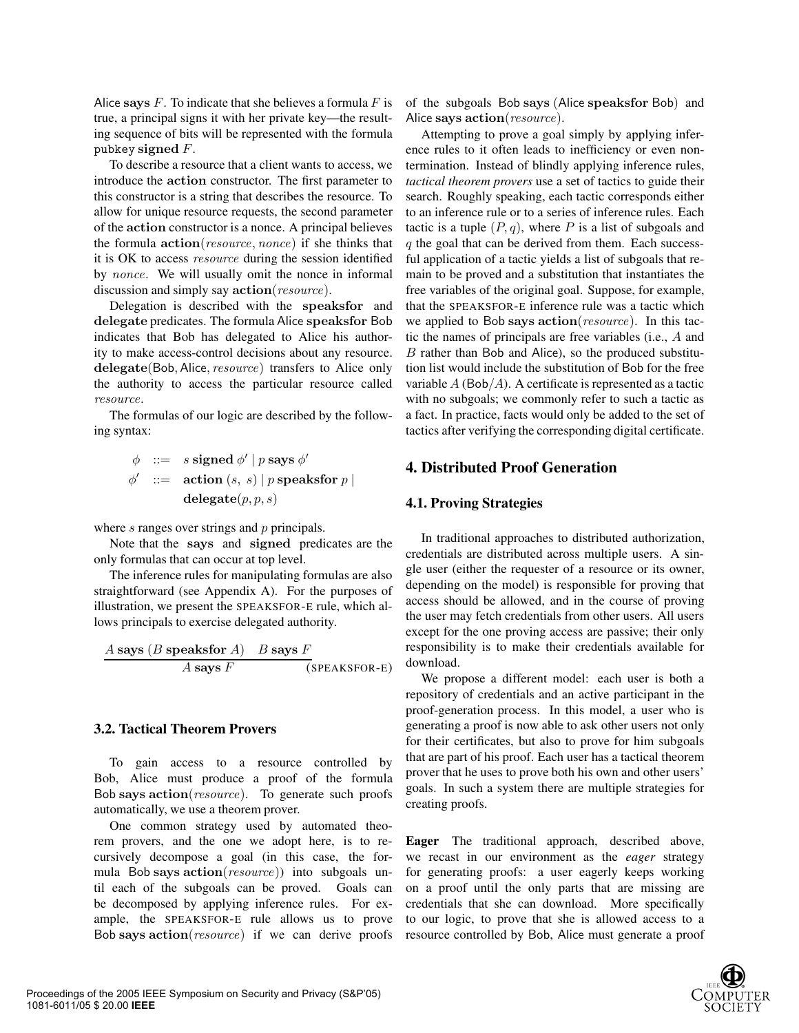Alice **says** $F$. To indicate that she believes a formula $F$ is true, a principal signs it with her private key—the resulting sequence of bits will be represented with the formula pubkey **signed** $F$.

To describe a resource that a client wants to access, we introduce the **action** constructor. The first parameter to this constructor is a string that describes the resource. To allow for unique resource requests, the second parameter of the **action** constructor is a nonce. A principal believes the formula $\mathbf{action}(\mathit{resource}, \mathit{nonce})$ if she thinks that it is OK to access *resource* during the session identified by *nonce*. We will usually omit the nonce in informal discussion and simply say $\mathbf{action}(\mathit{resource})$.

Delegation is described with the **speaksfor** and **delegate** predicates. The formula Alice **speaksfor** Bob indicates that Bob has delegated to Alice his authority to make access-control decisions about any resource. $\mathbf{delegate}(\mathsf{Bob}, \mathsf{Alice}, \mathit{resource})$ transfers to Alice only the authority to access the particular resource called *resource*.

The formulas of our logic are described by the following syntax:

$$
\begin{aligned}
\phi & ::= \; s \;\mathbf{signed}\; \phi' \mid p \;\mathbf{says}\; \phi' \\
\phi' & ::= \; \mathbf{action}\;(s,\; s) \mid p \;\mathbf{speaksfor}\; p \mid \\
& \qquad \mathbf{delegate}(p, p, s)
\end{aligned}
$$

where $s$ ranges over strings and $p$ principals.

Note that the **says** and **signed** predicates are the only formulas that can occur at top level.

The inference rules for manipulating formulas are also straightforward (see Appendix A). For the purposes of illustration, we present the SPEAKSFOR-E rule, which allows principals to exercise delegated authority.

$$
\frac{A \;\mathbf{says}\; (B \;\mathbf{speaksfor}\; A) \quad B \;\mathbf{says}\; F}{A \;\mathbf{says}\; F} \;(\text{SPEAKSFOR-E})
$$

### 3.2. Tactical Theorem Provers

To gain access to a resource controlled by Bob, Alice must produce a proof of the formula Bob **says** $\mathbf{action}(\mathit{resource})$. To generate such proofs automatically, we use a theorem prover.

One common strategy used by automated theorem provers, and the one we adopt here, is to recursively decompose a goal (in this case, the formula Bob **says** $\mathbf{action}(\mathit{resource})$) into subgoals until each of the subgoals can be proved. Goals can be decomposed by applying inference rules. For example, the SPEAKSFOR-E rule allows us to prove Bob **says** $\mathbf{action}(\mathit{resource})$ if we can derive proofs of the subgoals Bob **says** (Alice **speaksfor** Bob) and Alice **says** $\mathbf{action}(\mathit{resource})$.

Attempting to prove a goal simply by applying inference rules to it often leads to inefficiency or even nontermination. Instead of blindly applying inference rules, *tactical theorem provers* use a set of tactics to guide their search. Roughly speaking, each tactic corresponds either to an inference rule or to a series of inference rules. Each tactic is a tuple $(P, q)$, where $P$ is a list of subgoals and $q$ the goal that can be derived from them. Each successful application of a tactic yields a list of subgoals that remain to be proved and a substitution that instantiates the free variables of the original goal. Suppose, for example, that the SPEAKSFOR-E inference rule was a tactic which we applied to Bob **says** $\mathbf{action}(\mathit{resource})$. In this tactic the names of principals are free variables (i.e., $A$ and $B$ rather than Bob and Alice), so the produced substitution list would include the substitution of Bob for the free variable $A$ ($\mathsf{Bob}/A$). A certificate is represented as a tactic with no subgoals; we commonly refer to such a tactic as a fact. In practice, facts would only be added to the set of tactics after verifying the corresponding digital certificate.

## 4. Distributed Proof Generation

### 4.1. Proving Strategies

In traditional approaches to distributed authorization, credentials are distributed across multiple users. A single user (either the requester of a resource or its owner, depending on the model) is responsible for proving that access should be allowed, and in the course of proving the user may fetch credentials from other users. All users except for the one proving access are passive; their only responsibility is to make their credentials available for download.

We propose a different model: each user is both a repository of credentials and an active participant in the proof-generation process. In this model, a user who is generating a proof is now able to ask other users not only for their certificates, but also to prove for him subgoals that are part of his proof. Each user has a tactical theorem prover that he uses to prove both his own and other users' goals. In such a system there are multiple strategies for creating proofs.

**Eager** The traditional approach, described above, we recast in our environment as the *eager* strategy for generating proofs: a user eagerly keeps working on a proof until the only parts that are missing are credentials that she can download. More specifically to our logic, to prove that she is allowed access to a resource controlled by Bob, Alice must generate a proof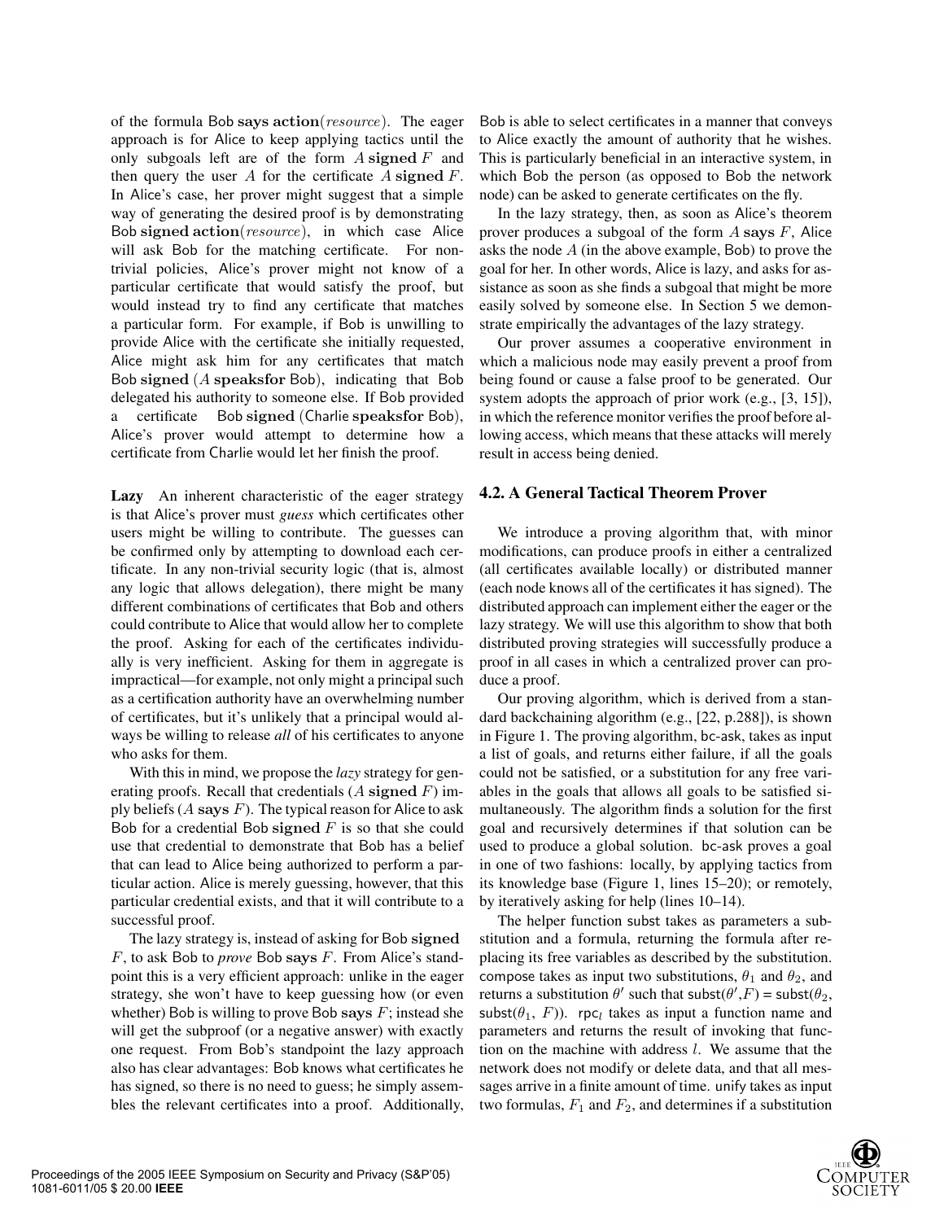of the formula Bob **says action**(*resource*). The eager approach is for Alice to keep applying tactics until the only subgoals left are of the form $A$ **signed** $F$ and then query the user $A$ for the certificate $A$ **signed** $F$. In Alice's case, her prover might suggest that a simple way of generating the desired proof is by demonstrating Bob **signed action**(*resource*), in which case Alice will ask Bob for the matching certificate. For non-trivial policies, Alice's prover might not know of a particular certificate that would satisfy the proof, but would instead try to find any certificate that matches a particular form. For example, if Bob is unwilling to provide Alice with the certificate she initially requested, Alice might ask him for any certificates that match Bob **signed** ($A$ **speaksfor** Bob), indicating that Bob delegated his authority to someone else. If Bob provided a certificate Bob **signed** (Charlie **speaksfor** Bob), Alice's prover would attempt to determine how a certificate from Charlie would let her finish the proof.

**Lazy** An inherent characteristic of the eager strategy is that Alice's prover must *guess* which certificates other users might be willing to contribute. The guesses can be confirmed only by attempting to download each certificate. In any non-trivial security logic (that is, almost any logic that allows delegation), there might be many different combinations of certificates that Bob and others could contribute to Alice that would allow her to complete the proof. Asking for each of the certificates individually is very inefficient. Asking for them in aggregate is impractical—for example, not only might a principal such as a certification authority have an overwhelming number of certificates, but it's unlikely that a principal would always be willing to release *all* of his certificates to anyone who asks for them.

With this in mind, we propose the *lazy* strategy for generating proofs. Recall that credentials ($A$ **signed** $F$) imply beliefs ($A$ **says** $F$). The typical reason for Alice to ask Bob for a credential Bob **signed** $F$ is so that she could use that credential to demonstrate that Bob has a belief that can lead to Alice being authorized to perform a particular action. Alice is merely guessing, however, that this particular credential exists, and that it will contribute to a successful proof.

The lazy strategy is, instead of asking for Bob **signed** $F$, to ask Bob to *prove* Bob **says** $F$. From Alice's standpoint this is a very efficient approach: unlike in the eager strategy, she won't have to keep guessing how (or even whether) Bob is willing to prove Bob **says** $F$; instead she will get the subproof (or a negative answer) with exactly one request. From Bob's standpoint the lazy approach also has clear advantages: Bob knows what certificates he has signed, so there is no need to guess; he simply assembles the relevant certificates into a proof. Additionally, Bob is able to select certificates in a manner that conveys to Alice exactly the amount of authority that he wishes. This is particularly beneficial in an interactive system, in which Bob the person (as opposed to Bob the network node) can be asked to generate certificates on the fly.

In the lazy strategy, then, as soon as Alice's theorem prover produces a subgoal of the form $A$ **says** $F$, Alice asks the node $A$ (in the above example, Bob) to prove the goal for her. In other words, Alice is lazy, and asks for assistance as soon as she finds a subgoal that might be more easily solved by someone else. In Section 5 we demonstrate empirically the advantages of the lazy strategy.

Our prover assumes a cooperative environment in which a malicious node may easily prevent a proof from being found or cause a false proof to be generated. Our system adopts the approach of prior work (e.g., [3, 15]), in which the reference monitor verifies the proof before allowing access, which means that these attacks will merely result in access being denied.

### 4.2. A General Tactical Theorem Prover

We introduce a proving algorithm that, with minor modifications, can produce proofs in either a centralized (all certificates available locally) or distributed manner (each node knows all of the certificates it has signed). The distributed approach can implement either the eager or the lazy strategy. We will use this algorithm to show that both distributed proving strategies will successfully produce a proof in all cases in which a centralized prover can produce a proof.

Our proving algorithm, which is derived from a standard backchaining algorithm (e.g., [22, p.288]), is shown in Figure 1. The proving algorithm, bc-ask, takes as input a list of goals, and returns either failure, if all the goals could not be satisfied, or a substitution for any free variables in the goals that allows all goals to be satisfied simultaneously. The algorithm finds a solution for the first goal and recursively determines if that solution can be used to produce a global solution. bc-ask proves a goal in one of two fashions: locally, by applying tactics from its knowledge base (Figure 1, lines 15–20); or remotely, by iteratively asking for help (lines 10–14).

The helper function subst takes as parameters a substitution and a formula, returning the formula after replacing its free variables as described by the substitution. compose takes as input two substitutions, $\theta_1$ and $\theta_2$, and returns a substitution $\theta'$ such that subst($\theta'$,$F$) = subst($\theta_2$, subst($\theta_1$, $F$)). rpc$_l$ takes as input a function name and parameters and returns the result of invoking that function on the machine with address $l$. We assume that the network does not modify or delete data, and that all messages arrive in a finite amount of time. unify takes as input two formulas, $F_1$ and $F_2$, and determines if a substitution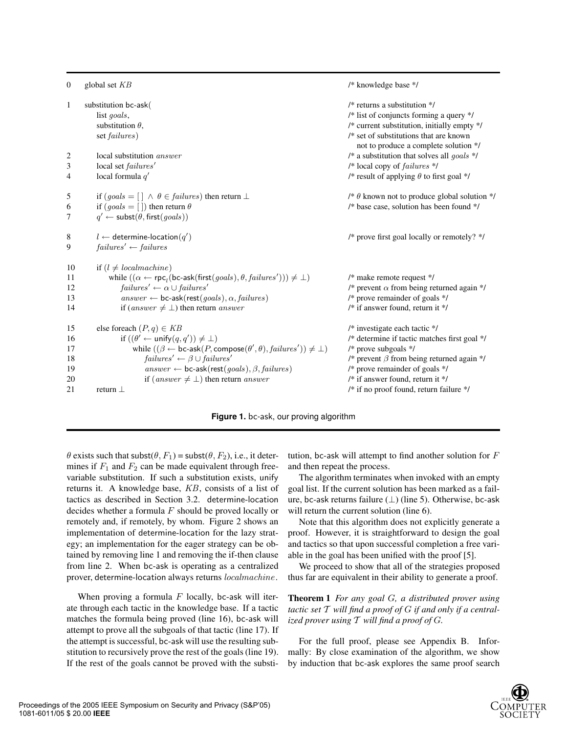```
0   global set KB                                                          /* knowledge base */

1   substitution bc-ask(                                                   /* returns a substitution */
        list goals,                                                        /* list of conjuncts forming a query */
        substitution θ,                                                    /* current substitution, initially empty */
        set failures)                                                      /* set of substitutions that are known
                                                                              not to produce a complete solution */
2       local substitution answer                                          /* a substitution that solves all goals */
3       local set failures'                                                /* local copy of failures */
4       local formula q'                                                   /* result of applying θ to first goal */

5       if (goals = [ ] ∧ θ ∈ failures) then return ⊥                      /* θ known not to produce global solution */
6       if (goals = [ ]) then return θ                                     /* base case, solution has been found */
7       q' ← subst(θ, first(goals))

8       l ← determine-location(q')                                         /* prove first goal locally or remotely? */
9       failures' ← failures

10      if (l ≠ localmachine)
11          while ((α ← rpc_l(bc-ask(first(goals), θ, failures'))) ≠ ⊥)    /* make remote request */
12              failures' ← α ∪ failures'                                  /* prevent α from being returned again */
13              answer ← bc-ask(rest(goals), α, failures)                  /* prove remainder of goals */
14              if (answer ≠ ⊥) then return answer                         /* if answer found, return it */

15      else foreach (P, q) ∈ KB                                           /* investigate each tactic */
16              if ((θ' ← unify(q, q')) ≠ ⊥)                               /* determine if tactic matches first goal */
17                  while ((β ← bc-ask(P, compose(θ', θ), failures')) ≠ ⊥) /* prove subgoals */
18                      failures' ← β ∪ failures'                          /* prevent β from being returned again */
19                      answer ← bc-ask(rest(goals), β, failures)          /* prove remainder of goals */
20                      if (answer ≠ ⊥) then return answer                 /* if answer found, return it */
21      return ⊥                                                           /* if no proof found, return failure */
```

**Figure 1.** bc-ask, our proving algorithm

$\theta$ exists such that subst($\theta, F_1$) = subst($\theta, F_2$), i.e., it determines if $F_1$ and $F_2$ can be made equivalent through free-variable substitution. If such a substitution exists, unify returns it. A knowledge base, $KB$, consists of a list of tactics as described in Section 3.2. determine-location decides whether a formula $F$ should be proved locally or remotely and, if remotely, by whom. Figure 2 shows an implementation of determine-location for the lazy strategy; an implementation for the eager strategy can be obtained by removing line 1 and removing the if-then clause from line 2. When bc-ask is operating as a centralized prover, determine-location always returns $localmachine$.

When proving a formula $F$ locally, bc-ask will iterate through each tactic in the knowledge base. If a tactic matches the formula being proved (line 16), bc-ask will attempt to prove all the subgoals of that tactic (line 17). If the attempt is successful, bc-ask will use the resulting substitution to recursively prove the rest of the goals (line 19). If the rest of the goals cannot be proved with the substitution, bc-ask will attempt to find another solution for $F$ and then repeat the process.

The algorithm terminates when invoked with an empty goal list. If the current solution has been marked as a failure, bc-ask returns failure ($\perp$) (line 5). Otherwise, bc-ask will return the current solution (line 6).

Note that this algorithm does not explicitly generate a proof. However, it is straightforward to design the goal and tactics so that upon successful completion a free variable in the goal has been unified with the proof [5].

We proceed to show that all of the strategies proposed thus far are equivalent in their ability to generate a proof.

**Theorem 1** *For any goal $G$, a distributed prover using tactic set $\mathcal{T}$ will find a proof of $G$ if and only if a centralized prover using $\mathcal{T}$ will find a proof of $G$.*

For the full proof, please see Appendix B. Informally: By close examination of the algorithm, we show by induction that bc-ask explores the same proof search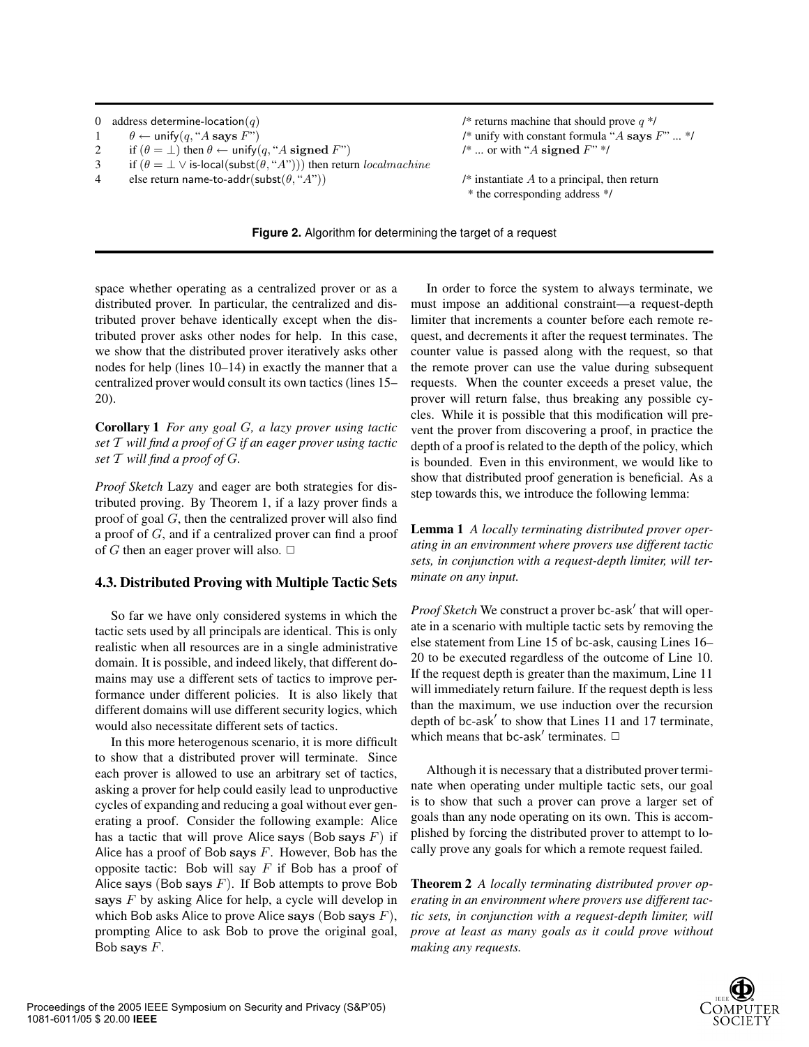```
0  address determine-location(q)                                         /* returns machine that should prove q */
1    θ ← unify(q, "A says F")                                            /* unify with constant formula "A says F" ... */
2    if (θ = ⊥) then θ ← unify(q, "A signed F")                          /* ... or with "A signed F" */
3    if (θ = ⊥ ∨ is-local(subst(θ, "A"))) then return localmachine
4    else return name-to-addr(subst(θ, "A"))                             /* instantiate A to a principal, then return
                                                                          * the corresponding address */
```

**Figure 2.** Algorithm for determining the target of a request

space whether operating as a centralized prover or as a distributed prover. In particular, the centralized and distributed prover behave identically except when the distributed prover asks other nodes for help. In this case, we show that the distributed prover iteratively asks other nodes for help (lines 10–14) in exactly the manner that a centralized prover would consult its own tactics (lines 15–20).

**Corollary 1** *For any goal $G$, a lazy prover using tactic set $\mathcal{T}$ will find a proof of $G$ if an eager prover using tactic set $\mathcal{T}$ will find a proof of $G$.*

*Proof Sketch* Lazy and eager are both strategies for distributed proving. By Theorem 1, if a lazy prover finds a proof of goal $G$, then the centralized prover will also find a proof of $G$, and if a centralized prover can find a proof of $G$ then an eager prover will also. □

### 4.3. Distributed Proving with Multiple Tactic Sets

So far we have only considered systems in which the tactic sets used by all principals are identical. This is only realistic when all resources are in a single administrative domain. It is possible, and indeed likely, that different domains may use a different sets of tactics to improve performance under different policies. It is also likely that different domains will use different security logics, which would also necessitate different sets of tactics.

In this more heterogenous scenario, it is more difficult to show that a distributed prover will terminate. Since each prover is allowed to use an arbitrary set of tactics, asking a prover for help could easily lead to unproductive cycles of expanding and reducing a goal without ever generating a proof. Consider the following example: Alice has a tactic that will prove Alice **says** (Bob **says** $F$) if Alice has a proof of Bob **says** $F$. However, Bob has the opposite tactic: Bob will say $F$ if Bob has a proof of Alice **says** (Bob **says** $F$). If Bob attempts to prove Bob **says** $F$ by asking Alice for help, a cycle will develop in which Bob asks Alice to prove Alice **says** (Bob **says** $F$), prompting Alice to ask Bob to prove the original goal, Bob **says** $F$.

In order to force the system to always terminate, we must impose an additional constraint—a request-depth limiter that increments a counter before each remote request, and decrements it after the request terminates. The counter value is passed along with the request, so that the remote prover can use the value during subsequent requests. When the counter exceeds a preset value, the prover will return false, thus breaking any possible cycles. While it is possible that this modification will prevent the prover from discovering a proof, in practice the depth of a proof is related to the depth of the policy, which is bounded. Even in this environment, we would like to show that distributed proof generation is beneficial. As a step towards this, we introduce the following lemma:

**Lemma 1** *A locally terminating distributed prover operating in an environment where provers use different tactic sets, in conjunction with a request-depth limiter, will terminate on any input.*

*Proof Sketch* We construct a prover bc-ask′ that will operate in a scenario with multiple tactic sets by removing the else statement from Line 15 of bc-ask, causing Lines 16–20 to be executed regardless of the outcome of Line 10. If the request depth is greater than the maximum, Line 11 will immediately return failure. If the request depth is less than the maximum, we use induction over the recursion depth of bc-ask′ to show that Lines 11 and 17 terminate, which means that bc-ask′ terminates. □

Although it is necessary that a distributed prover terminate when operating under multiple tactic sets, our goal is to show that such a prover can prove a larger set of goals than any node operating on its own. This is accomplished by forcing the distributed prover to attempt to locally prove any goals for which a remote request failed.

**Theorem 2** *A locally terminating distributed prover operating in an environment where provers use different tactic sets, in conjunction with a request-depth limiter, will prove at least as many goals as it could prove without making any requests.*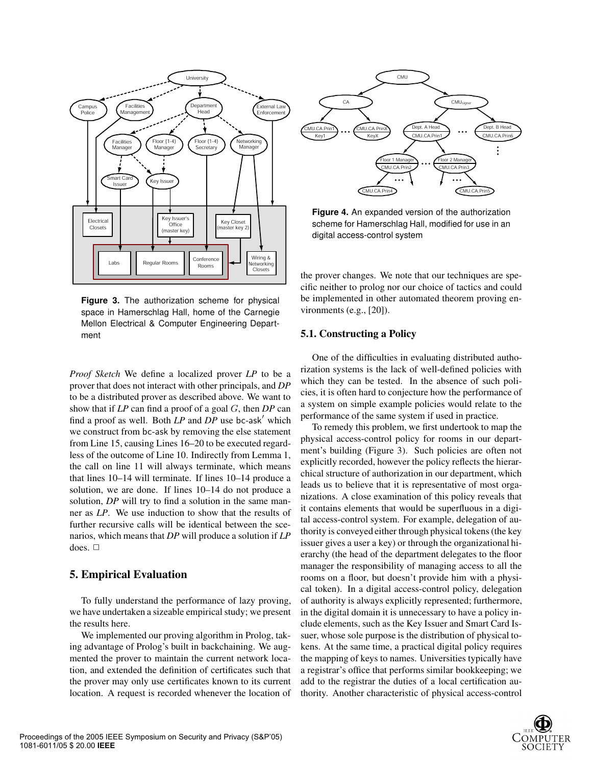Figure 3. The authorization scheme for physical space in Hamerschlag Hall, home of the Carnegie Mellon Electrical & Computer Engineering Department

*Proof Sketch* We define a localized prover *LP* to be a prover that does not interact with other principals, and *DP* to be a distributed prover as described above. We want to show that if *LP* can find a proof of a goal $G$, then *DP* can find a proof as well. Both *LP* and *DP* use bc-ask′ which we construct from bc-ask by removing the else statement from Line 15, causing Lines 16–20 to be executed regardless of the outcome of Line 10. Indirectly from Lemma 1, the call on line 11 will always terminate, which means that lines 10–14 will terminate. If lines 10–14 produce a solution, we are done. If lines 10–14 do not produce a solution, *DP* will try to find a solution in the same manner as *LP*. We use induction to show that the results of further recursive calls will be identical between the scenarios, which means that *DP* will produce a solution if *LP* does. □

## 5. Empirical Evaluation

To fully understand the performance of lazy proving, we have undertaken a sizeable empirical study; we present the results here.

We implemented our proving algorithm in Prolog, taking advantage of Prolog's built in backchaining. We augmented the prover to maintain the current network location, and extended the definition of certificates such that the prover may only use certificates known to its current location. A request is recorded whenever the location of the prover changes. We note that our techniques are specific neither to prolog nor our choice of tactics and could be implemented in other automated theorem proving environments (e.g., [20]).

Figure 4. An expanded version of the authorization scheme for Hamerschlag Hall, modified for use in an digital access-control system

### 5.1. Constructing a Policy

One of the difficulties in evaluating distributed authorization systems is the lack of well-defined policies with which they can be tested. In the absence of such policies, it is often hard to conjecture how the performance of a system on simple example policies would relate to the performance of the same system if used in practice.

To remedy this problem, we first undertook to map the physical access-control policy for rooms in our department's building (Figure 3). Such policies are often not explicitly recorded, however the policy reflects the hierarchical structure of authorization in our department, which leads us to believe that it is representative of most organizations. A close examination of this policy reveals that it contains elements that would be superfluous in a digital access-control system. For example, delegation of authority is conveyed either through physical tokens (the key issuer gives a user a key) or through the organizational hierarchy (the head of the department delegates to the floor manager the responsibility of managing access to all the rooms on a floor, but doesn't provide him with a physical token). In a digital access-control policy, delegation of authority is always explicitly represented; furthermore, in the digital domain it is unnecessary to have a policy include elements, such as the Key Issuer and Smart Card Issuer, whose sole purpose is the distribution of physical tokens. At the same time, a practical digital policy requires the mapping of keys to names. Universities typically have a registrar's office that performs similar bookkeeping; we add to the registrar the duties of a local certification authority. Another characteristic of physical access-control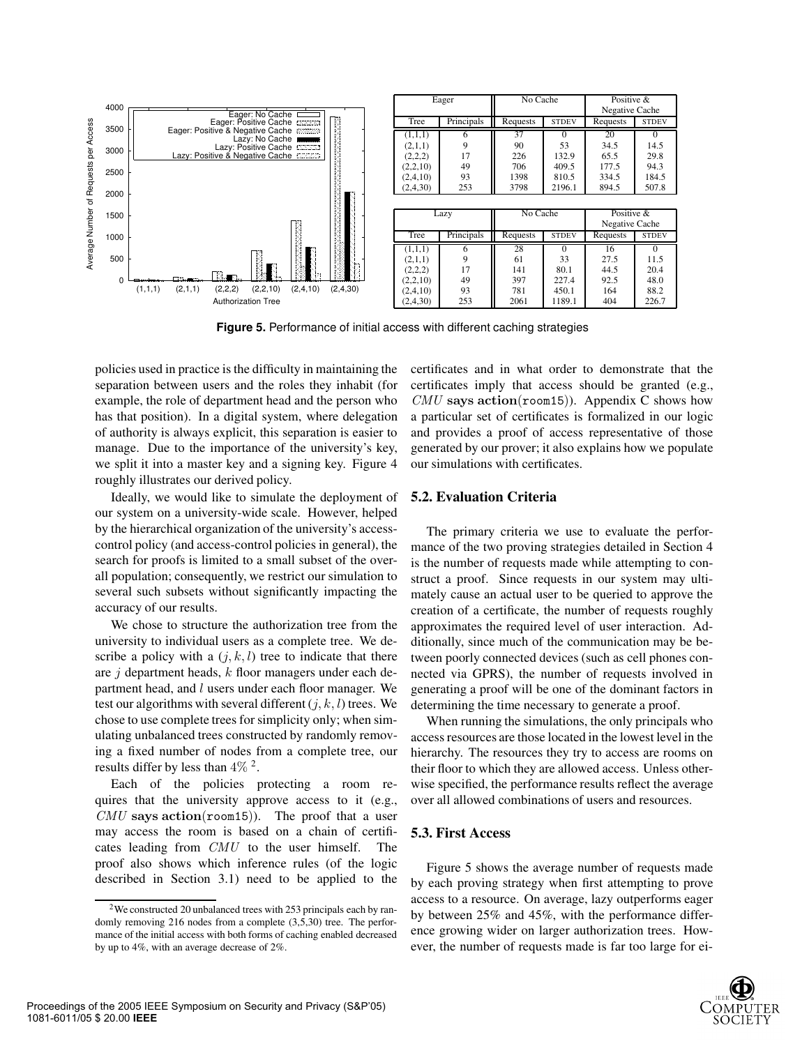| Eager | | No Cache | | Positive & Negative Cache | |
|---|---|---|---|---|---|
| Tree | Principals | Requests | STDEV | Requests | STDEV |
| (1,1,1) | 6 | 37 | 0 | 20 | 0 |
| (2,1,1) | 9 | 90 | 53 | 34.5 | 14.5 |
| (2,2,2) | 17 | 226 | 132.9 | 65.5 | 29.8 |
| (2,2,10) | 49 | 706 | 409.5 | 177.5 | 94.3 |
| (2,4,10) | 93 | 1398 | 810.5 | 334.5 | 184.5 |
| (2,4,30) | 253 | 3798 | 2196.1 | 894.5 | 507.8 |

| Lazy | | No Cache | | Positive & Negative Cache | |
|---|---|---|---|---|---|
| Tree | Principals | Requests | STDEV | Requests | STDEV |
| (1,1,1) | 6 | 28 | 0 | 16 | 0 |
| (2,1,1) | 9 | 61 | 33 | 27.5 | 11.5 |
| (2,2,2) | 17 | 141 | 80.1 | 44.5 | 20.4 |
| (2,2,10) | 49 | 397 | 227.4 | 92.5 | 48.0 |
| (2,4,10) | 93 | 781 | 450.1 | 164 | 88.2 |
| (2,4,30) | 253 | 2061 | 1189.1 | 404 | 226.7 |

**Figure 5.** Performance of initial access with different caching strategies

policies used in practice is the difficulty in maintaining the separation between users and the roles they inhabit (for example, the role of department head and the person who has that position). In a digital system, where delegation of authority is always explicit, this separation is easier to manage. Due to the importance of the university's key, we split it into a master key and a signing key. Figure 4 roughly illustrates our derived policy.

Ideally, we would like to simulate the deployment of our system on a university-wide scale. However, helped by the hierarchical organization of the university's access-control policy (and access-control policies in general), the search for proofs is limited to a small subset of the overall population; consequently, we restrict our simulation to several such subsets without significantly impacting the accuracy of our results.

We chose to structure the authorization tree from the university to individual users as a complete tree. We describe a policy with a $(j, k, l)$ tree to indicate that there are $j$ department heads, $k$ floor managers under each department head, and $l$ users under each floor manager. We test our algorithms with several different $(j, k, l)$ trees. We chose to use complete trees for simplicity only; when simulating unbalanced trees constructed by randomly removing a fixed number of nodes from a complete tree, our results differ by less than $4\%$ [2].

Each of the policies protecting a room requires that the university approve access to it (e.g., $CMU$ **says action**(`room15`)). The proof that a user may access the room is based on a chain of certificates leading from $CMU$ to the user himself. The proof also shows which inference rules (of the logic described in Section 3.1) need to be applied to the certificates and in what order to demonstrate that the certificates imply that access should be granted (e.g., $CMU$ **says action**(`room15`)). Appendix C shows how a particular set of certificates is formalized in our logic and provides a proof of access representative of those generated by our prover; it also explains how we populate our simulations with certificates.

[2] We constructed 20 unbalanced trees with 253 principals each by randomly removing 216 nodes from a complete (3,5,30) tree. The performance of the initial access with both forms of caching enabled decreased by up to 4%, with an average decrease of 2%.

### 5.2. Evaluation Criteria

The primary criteria we use to evaluate the performance of the two proving strategies detailed in Section 4 is the number of requests made while attempting to construct a proof. Since requests in our system may ultimately cause an actual user to be queried to approve the creation of a certificate, the number of requests roughly approximates the required level of user interaction. Additionally, since much of the communication may be between poorly connected devices (such as cell phones connected via GPRS), the number of requests involved in generating a proof will be one of the dominant factors in determining the time necessary to generate a proof.

When running the simulations, the only principals who access resources are those located in the lowest level in the hierarchy. The resources they try to access are rooms on their floor to which they are allowed access. Unless otherwise specified, the performance results reflect the average over all allowed combinations of users and resources.

### 5.3. First Access

Figure 5 shows the average number of requests made by each proving strategy when first attempting to prove access to a resource. On average, lazy outperforms eager by between 25% and 45%, with the performance difference growing wider on larger authorization trees. However, the number of requests made is far too large for ei-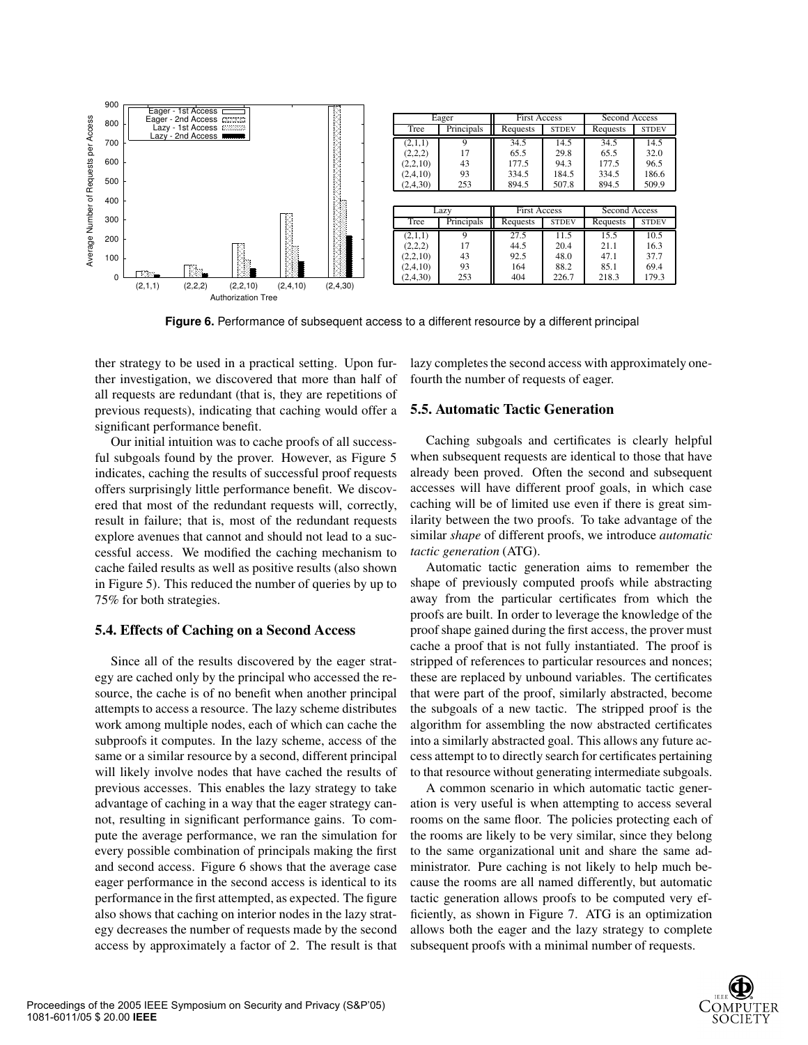| Eager | | First Access | | Second Access | |
|---|---|---|---|---|---|
| Tree | Principals | Requests | STDEV | Requests | STDEV |
| (2,1,1) | 9 | 34.5 | 14.5 | 34.5 | 14.5 |
| (2,2,2) | 17 | 65.5 | 29.8 | 65.5 | 32.0 |
| (2,2,10) | 43 | 177.5 | 94.3 | 177.5 | 96.5 |
| (2,4,10) | 93 | 334.5 | 184.5 | 334.5 | 186.6 |
| (2,4,30) | 253 | 894.5 | 507.8 | 894.5 | 509.9 |

| Lazy | | First Access | | Second Access | |
|---|---|---|---|---|---|
| Tree | Principals | Requests | STDEV | Requests | STDEV |
| (2,1,1) | 9 | 27.5 | 11.5 | 15.5 | 10.5 |
| (2,2,2) | 17 | 44.5 | 20.4 | 21.1 | 16.3 |
| (2,2,10) | 43 | 92.5 | 48.0 | 47.1 | 37.7 |
| (2,4,10) | 93 | 164 | 88.2 | 85.1 | 69.4 |
| (2,4,30) | 253 | 404 | 226.7 | 218.3 | 179.3 |

**Figure 6.** Performance of subsequent access to a different resource by a different principal

ther strategy to be used in a practical setting. Upon further investigation, we discovered that more than half of all requests are redundant (that is, they are repetitions of previous requests), indicating that caching would offer a significant performance benefit.

Our initial intuition was to cache proofs of all successful subgoals found by the prover. However, as Figure 5 indicates, caching the results of successful proof requests offers surprisingly little performance benefit. We discovered that most of the redundant requests will, correctly, result in failure; that is, most of the redundant requests explore avenues that cannot and should not lead to a successful access. We modified the caching mechanism to cache failed results as well as positive results (also shown in Figure 5). This reduced the number of queries by up to 75% for both strategies.

### 5.4. Effects of Caching on a Second Access

Since all of the results discovered by the eager strategy are cached only by the principal who accessed the resource, the cache is of no benefit when another principal attempts to access a resource. The lazy scheme distributes work among multiple nodes, each of which can cache the subproofs it computes. In the lazy scheme, access of the same or a similar resource by a second, different principal will likely involve nodes that have cached the results of previous accesses. This enables the lazy strategy to take advantage of caching in a way that the eager strategy cannot, resulting in significant performance gains. To compute the average performance, we ran the simulation for every possible combination of principals making the first and second access. Figure 6 shows that the average case eager performance in the second access is identical to its performance in the first attempted, as expected. The figure also shows that caching on interior nodes in the lazy strategy decreases the number of requests made by the second access by approximately a factor of 2. The result is that lazy completes the second access with approximately one-fourth the number of requests of eager.

### 5.5. Automatic Tactic Generation

Caching subgoals and certificates is clearly helpful when subsequent requests are identical to those that have already been proved. Often the second and subsequent accesses will have different proof goals, in which case caching will be of limited use even if there is great similarity between the two proofs. To take advantage of the similar *shape* of different proofs, we introduce *automatic tactic generation* (ATG).

Automatic tactic generation aims to remember the shape of previously computed proofs while abstracting away from the particular certificates from which the proofs are built. In order to leverage the knowledge of the proof shape gained during the first access, the prover must cache a proof that is not fully instantiated. The proof is stripped of references to particular resources and nonces; these are replaced by unbound variables. The certificates that were part of the proof, similarly abstracted, become the subgoals of a new tactic. The stripped proof is the algorithm for assembling the now abstracted certificates into a similarly abstracted goal. This allows any future access attempt to to directly search for certificates pertaining to that resource without generating intermediate subgoals.

A common scenario in which automatic tactic generation is very useful is when attempting to access several rooms on the same floor. The policies protecting each of the rooms are likely to be very similar, since they belong to the same organizational unit and share the same administrator. Pure caching is not likely to help much because the rooms are all named differently, but automatic tactic generation allows proofs to be computed very efficiently, as shown in Figure 7. ATG is an optimization allows both the eager and the lazy strategy to complete subsequent proofs with a minimal number of requests.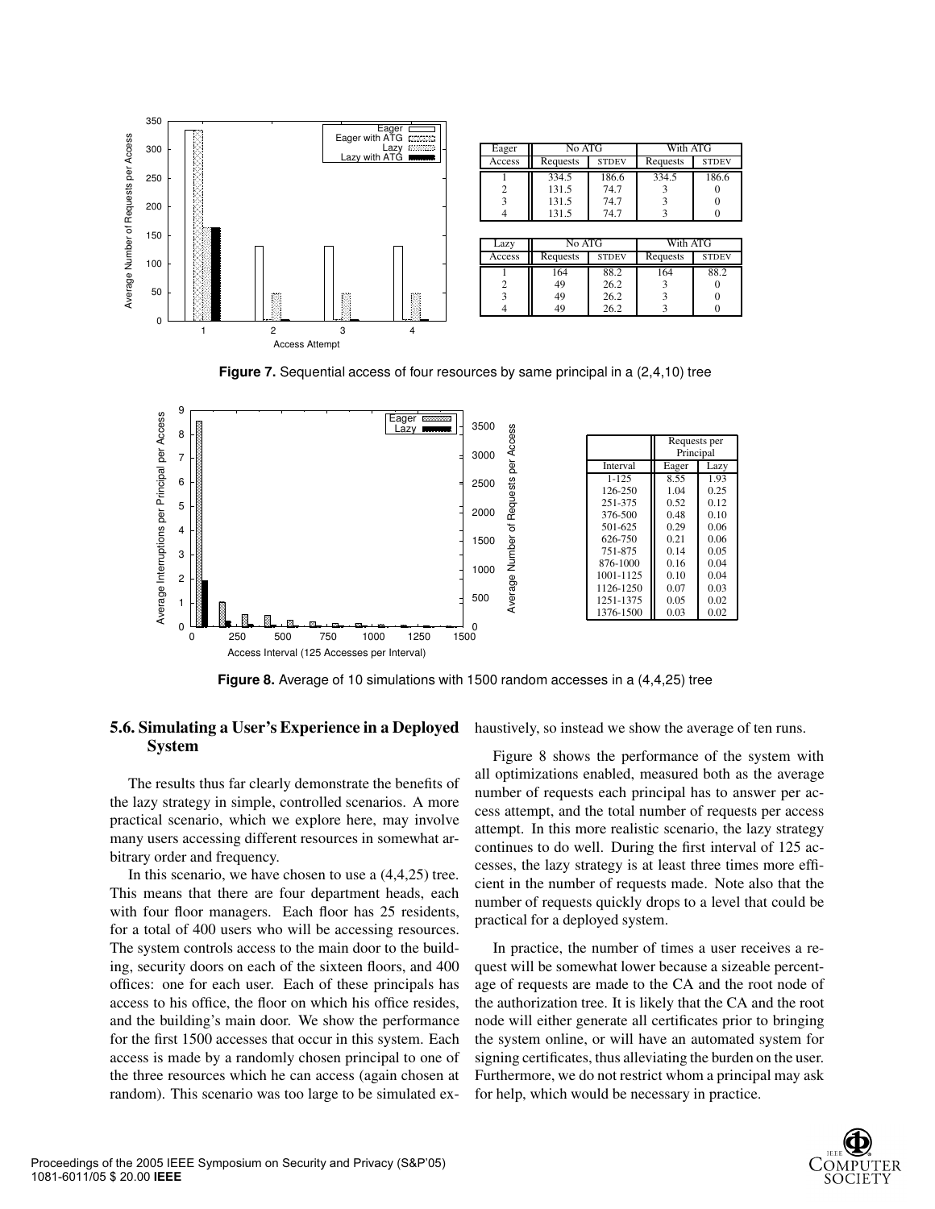| Eager | No ATG | | With ATG | |
|---|---|---|---|---|
| Access | Requests | STDEV | Requests | STDEV |
| 1 | 334.5 | 186.6 | 334.5 | 186.6 |
| 2 | 131.5 | 74.7 | 3 | 0 |
| 3 | 131.5 | 74.7 | 3 | 0 |
| 4 | 131.5 | 74.7 | 3 | 0 |

| Lazy | No ATG | | With ATG | |
|---|---|---|---|---|
| Access | Requests | STDEV | Requests | STDEV |
| 1 | 164 | 88.2 | 164 | 88.2 |
| 2 | 49 | 26.2 | 3 | 0 |
| 3 | 49 | 26.2 | 3 | 0 |
| 4 | 49 | 26.2 | 3 | 0 |

**Figure 7.** Sequential access of four resources by same principal in a (2,4,10) tree

| | Requests per Principal | |
|---|---|---|
| Interval | Eager | Lazy |
| 1-125 | 8.55 | 1.93 |
| 126-250 | 1.04 | 0.25 |
| 251-375 | 0.52 | 0.12 |
| 376-500 | 0.48 | 0.10 |
| 501-625 | 0.29 | 0.06 |
| 626-750 | 0.21 | 0.06 |
| 751-875 | 0.14 | 0.05 |
| 876-1000 | 0.16 | 0.04 |
| 1001-1125 | 0.10 | 0.04 |
| 1126-1250 | 0.07 | 0.03 |
| 1251-1375 | 0.05 | 0.02 |
| 1376-1500 | 0.03 | 0.02 |

**Figure 8.** Average of 10 simulations with 1500 random accesses in a (4,4,25) tree

### 5.6. Simulating a User's Experience in a Deployed System

The results thus far clearly demonstrate the benefits of the lazy strategy in simple, controlled scenarios. A more practical scenario, which we explore here, may involve many users accessing different resources in somewhat arbitrary order and frequency.

In this scenario, we have chosen to use a (4,4,25) tree. This means that there are four department heads, each with four floor managers. Each floor has 25 residents, for a total of 400 users who will be accessing resources. The system controls access to the main door to the building, security doors on each of the sixteen floors, and 400 offices: one for each user. Each of these principals has access to his office, the floor on which his office resides, and the building's main door. We show the performance for the first 1500 accesses that occur in this system. Each access is made by a randomly chosen principal to one of the three resources which he can access (again chosen at random). This scenario was too large to be simulated exhaustively, so instead we show the average of ten runs.

Figure 8 shows the performance of the system with all optimizations enabled, measured both as the average number of requests each principal has to answer per access attempt, and the total number of requests per access attempt. In this more realistic scenario, the lazy strategy continues to do well. During the first interval of 125 accesses, the lazy strategy is at least three times more efficient in the number of requests made. Note also that the number of requests quickly drops to a level that could be practical for a deployed system.

In practice, the number of times a user receives a request will be somewhat lower because a sizeable percentage of requests are made to the CA and the root node of the authorization tree. It is likely that the CA and the root node will either generate all certificates prior to bringing the system online, or will have an automated system for signing certificates, thus alleviating the burden on the user. Furthermore, we do not restrict whom a principal may ask for help, which would be necessary in practice.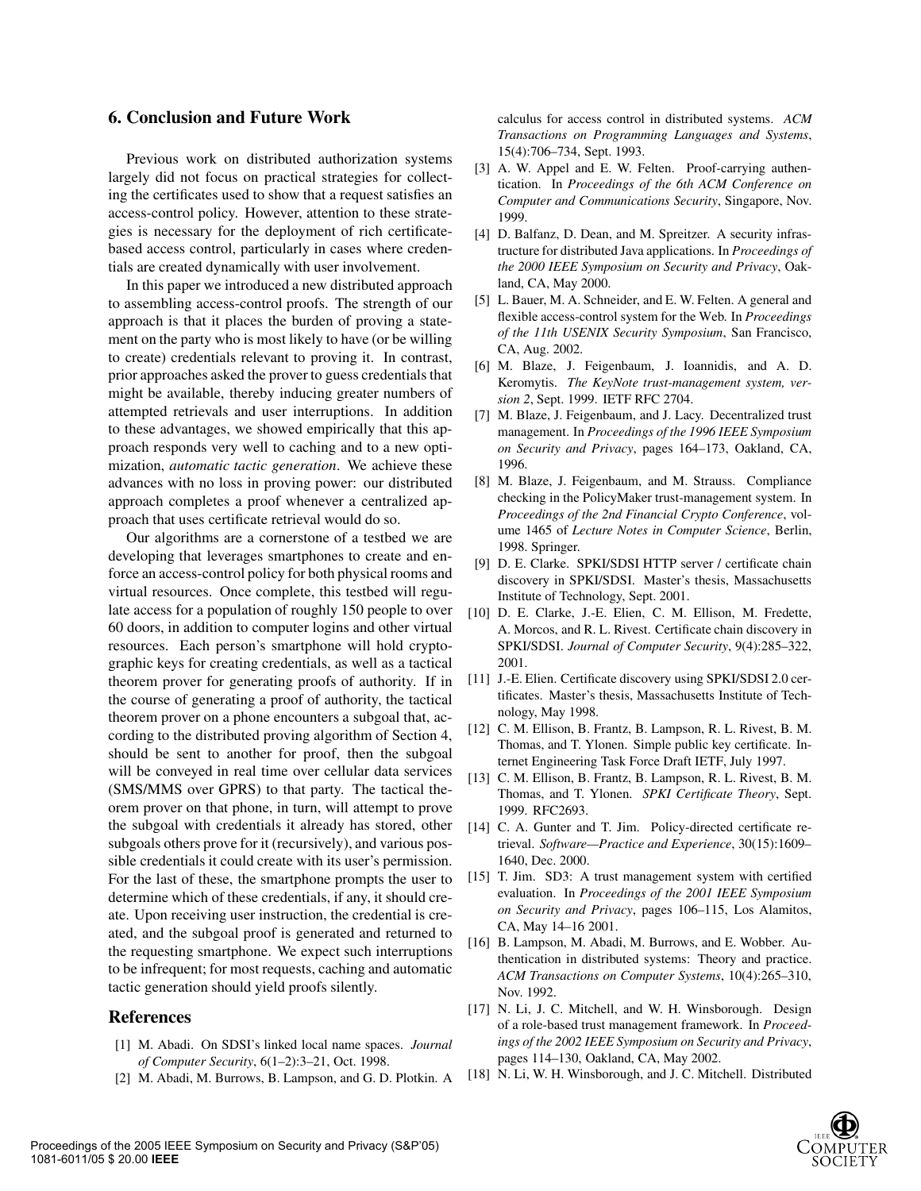## 6. Conclusion and Future Work

Previous work on distributed authorization systems largely did not focus on practical strategies for collecting the certificates used to show that a request satisfies an access-control policy. However, attention to these strategies is necessary for the deployment of rich certificate-based access control, particularly in cases where credentials are created dynamically with user involvement.

In this paper we introduced a new distributed approach to assembling access-control proofs. The strength of our approach is that it places the burden of proving a statement on the party who is most likely to have (or be willing to create) credentials relevant to proving it. In contrast, prior approaches asked the prover to guess credentials that might be available, thereby inducing greater numbers of attempted retrievals and user interruptions. In addition to these advantages, we showed empirically that this approach responds very well to caching and to a new optimization, *automatic tactic generation*. We achieve these advances with no loss in proving power: our distributed approach completes a proof whenever a centralized approach that uses certificate retrieval would do so.

Our algorithms are a cornerstone of a testbed we are developing that leverages smartphones to create and enforce an access-control policy for both physical rooms and virtual resources. Once complete, this testbed will regulate access for a population of roughly 150 people to over 60 doors, in addition to computer logins and other virtual resources. Each person's smartphone will hold cryptographic keys for creating credentials, as well as a tactical theorem prover for generating proofs of authority. If in the course of generating a proof of authority, the tactical theorem prover on a phone encounters a subgoal that, according to the distributed proving algorithm of Section 4, should be sent to another for proof, then the subgoal will be conveyed in real time over cellular data services (SMS/MMS over GPRS) to that party. The tactical theorem prover on that phone, in turn, will attempt to prove the subgoal with credentials it already has stored, other subgoals others prove for it (recursively), and various possible credentials it could create with its user's permission. For the last of these, the smartphone prompts the user to determine which of these credentials, if any, it should create. Upon receiving user instruction, the credential is created, and the subgoal proof is generated and returned to the requesting smartphone. We expect such interruptions to be infrequent; for most requests, caching and automatic tactic generation should yield proofs silently.

## References

[1] M. Abadi. On SDSI's linked local name spaces. *Journal of Computer Security*, 6(1–2):3–21, Oct. 1998.

[2] M. Abadi, M. Burrows, B. Lampson, and G. D. Plotkin. A calculus for access control in distributed systems. *ACM Transactions on Programming Languages and Systems*, 15(4):706–734, Sept. 1993.

[3] A. W. Appel and E. W. Felten. Proof-carrying authentication. In *Proceedings of the 6th ACM Conference on Computer and Communications Security*, Singapore, Nov. 1999.

[4] D. Balfanz, D. Dean, and M. Spreitzer. A security infrastructure for distributed Java applications. In *Proceedings of the 2000 IEEE Symposium on Security and Privacy*, Oakland, CA, May 2000.

[5] L. Bauer, M. A. Schneider, and E. W. Felten. A general and flexible access-control system for the Web. In *Proceedings of the 11th USENIX Security Symposium*, San Francisco, CA, Aug. 2002.

[6] M. Blaze, J. Feigenbaum, J. Ioannidis, and A. D. Keromytis. *The KeyNote trust-management system, version 2*, Sept. 1999. IETF RFC 2704.

[7] M. Blaze, J. Feigenbaum, and J. Lacy. Decentralized trust management. In *Proceedings of the 1996 IEEE Symposium on Security and Privacy*, pages 164–173, Oakland, CA, 1996.

[8] M. Blaze, J. Feigenbaum, and M. Strauss. Compliance checking in the PolicyMaker trust-management system. In *Proceedings of the 2nd Financial Crypto Conference*, volume 1465 of *Lecture Notes in Computer Science*, Berlin, 1998. Springer.

[9] D. E. Clarke. SPKI/SDSI HTTP server / certificate chain discovery in SPKI/SDSI. Master's thesis, Massachusetts Institute of Technology, Sept. 2001.

[10] D. E. Clarke, J.-E. Elien, C. M. Ellison, M. Fredette, A. Morcos, and R. L. Rivest. Certificate chain discovery in SPKI/SDSI. *Journal of Computer Security*, 9(4):285–322, 2001.

[11] J.-E. Elien. Certificate discovery using SPKI/SDSI 2.0 certificates. Master's thesis, Massachusetts Institute of Technology, May 1998.

[12] C. M. Ellison, B. Frantz, B. Lampson, R. L. Rivest, B. M. Thomas, and T. Ylonen. Simple public key certificate. Internet Engineering Task Force Draft IETF, July 1997.

[13] C. M. Ellison, B. Frantz, B. Lampson, R. L. Rivest, B. M. Thomas, and T. Ylonen. *SPKI Certificate Theory*, Sept. 1999. RFC2693.

[14] C. A. Gunter and T. Jim. Policy-directed certificate retrieval. *Software—Practice and Experience*, 30(15):1609–1640, Dec. 2000.

[15] T. Jim. SD3: A trust management system with certified evaluation. In *Proceedings of the 2001 IEEE Symposium on Security and Privacy*, pages 106–115, Los Alamitos, CA, May 14–16 2001.

[16] B. Lampson, M. Abadi, M. Burrows, and E. Wobber. Authentication in distributed systems: Theory and practice. *ACM Transactions on Computer Systems*, 10(4):265–310, Nov. 1992.

[17] N. Li, J. C. Mitchell, and W. H. Winsborough. Design of a role-based trust management framework. In *Proceedings of the 2002 IEEE Symposium on Security and Privacy*, pages 114–130, Oakland, CA, May 2002.

[18] N. Li, W. H. Winsborough, and J. C. Mitchell. Distributed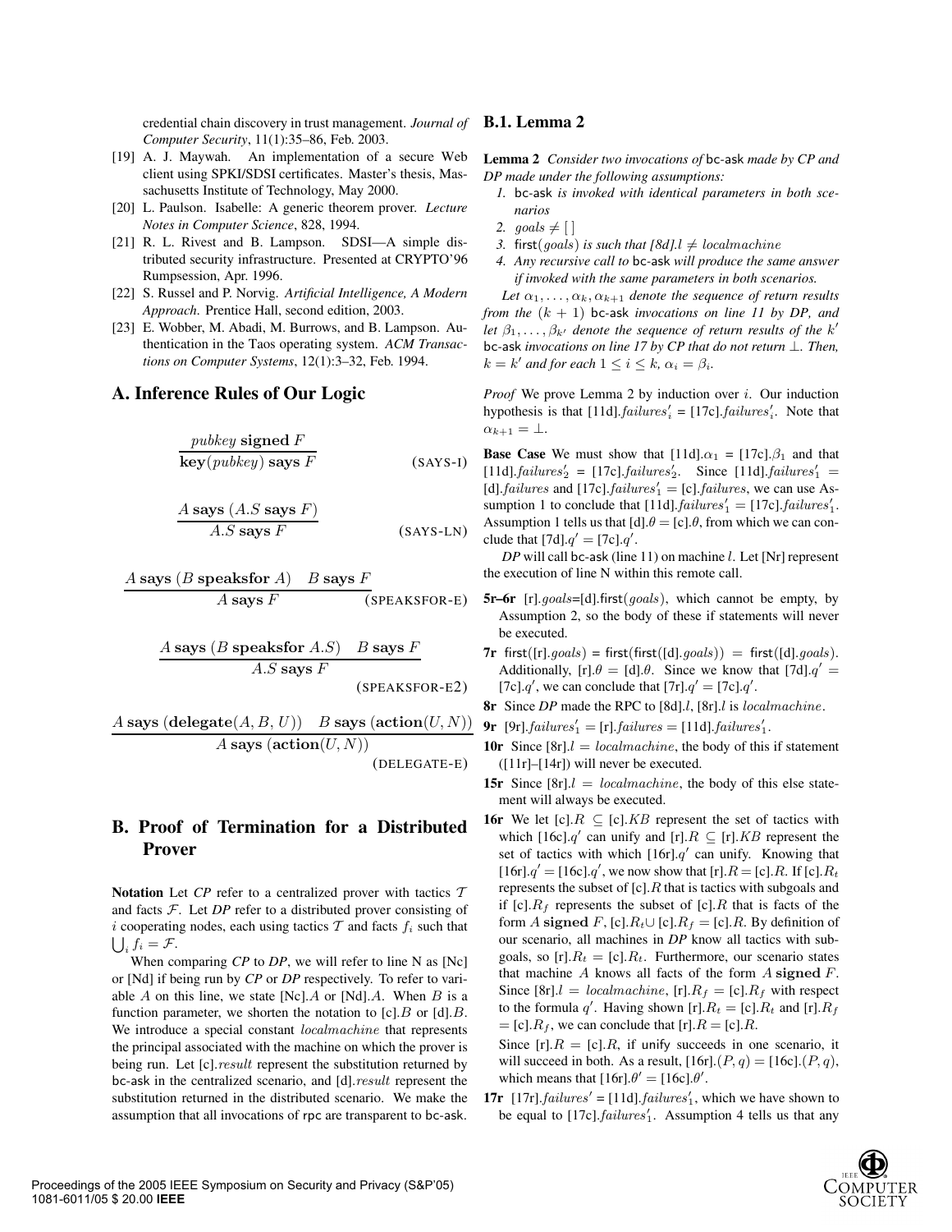credential chain discovery in trust management. *Journal of Computer Security*, 11(1):35–86, Feb. 2003.

- [19] A. J. Maywah. An implementation of a secure Web client using SPKI/SDSI certificates. Master's thesis, Massachusetts Institute of Technology, May 2000.
- [20] L. Paulson. Isabelle: A generic theorem prover. *Lecture Notes in Computer Science*, 828, 1994.
- [21] R. L. Rivest and B. Lampson. SDSI—A simple distributed security infrastructure. Presented at CRYPTO'96 Rumpsession, Apr. 1996.
- [22] S. Russel and P. Norvig. *Artificial Intelligence, A Modern Approach*. Prentice Hall, second edition, 2003.
- [23] E. Wobber, M. Abadi, M. Burrows, and B. Lampson. Authentication in the Taos operating system. *ACM Transactions on Computer Systems*, 12(1):3–32, Feb. 1994.

## A. Inference Rules of Our Logic

$$\frac{pubkey\ \mathbf{signed}\ F}{\mathbf{key}(pubkey)\ \mathbf{says}\ F} \quad \text{(SAYS-I)}$$

$$\frac{A\ \mathbf{says}\ (A.S\ \mathbf{says}\ F)}{A.S\ \mathbf{says}\ F} \quad \text{(SAYS-LN)}$$

$$\frac{A\ \mathbf{says}\ (B\ \mathbf{speaksfor}\ A) \quad B\ \mathbf{says}\ F}{A\ \mathbf{says}\ F} \quad \text{(SPEAKSFOR-E)}$$

$$\frac{A\ \mathbf{says}\ (B\ \mathbf{speaksfor}\ A.S) \quad B\ \mathbf{says}\ F}{A.S\ \mathbf{says}\ F} \quad \text{(SPEAKSFOR-E2)}$$

$$\frac{A\ \mathbf{says}\ (\mathbf{delegate}(A, B, U)) \quad B\ \mathbf{says}\ (\mathbf{action}(U, N))}{A\ \mathbf{says}\ (\mathbf{action}(U, N))} \quad \text{(DELEGATE-E)}$$

## B. Proof of Termination for a Distributed Prover

**Notation** Let *CP* refer to a centralized prover with tactics $\mathcal{T}$ and facts $\mathcal{F}$. Let *DP* refer to a distributed prover consisting of $i$ cooperating nodes, each using tactics $\mathcal{T}$ and facts $f_i$ such that $\bigcup_i f_i = \mathcal{F}$.

When comparing *CP* to *DP*, we will refer to line N as [Nc] or [Nd] if being run by *CP* or *DP* respectively. To refer to variable $A$ on this line, we state [Nc].$A$ or [Nd].$A$. When $B$ is a function parameter, we shorten the notation to [c].$B$ or [d].$B$. We introduce a special constant $localmachine$ that represents the principal associated with the machine on which the prover is being run. Let [c].$result$ represent the substitution returned by bc-ask in the centralized scenario, and [d].$result$ represent the substitution returned in the distributed scenario. We make the assumption that all invocations of rpc are transparent to bc-ask.

### B.1. Lemma 2

**Lemma 2** *Consider two invocations of* bc-ask *made by CP and DP made under the following assumptions:*

1. bc-ask *is invoked with identical parameters in both scenarios*
2. $goals \neq [\,]$
3. first$(goals)$ *is such that [8d].*$l \neq localmachine$
4. *Any recursive call to* bc-ask *will produce the same answer if invoked with the same parameters in both scenarios.*

*Let* $\alpha_1, \ldots, \alpha_k, \alpha_{k+1}$ *denote the sequence of return results from the* $(k+1)$ bc-ask *invocations on line 11 by DP, and let* $\beta_1, \ldots, \beta_{k'}$ *denote the sequence of return results of the* $k'$ bc-ask *invocations on line 17 by CP that do not return* $\bot$*. Then,* $k = k'$ *and for each* $1 \leq i \leq k$*,* $\alpha_i = \beta_i$*.*

*Proof* We prove Lemma 2 by induction over $i$. Our induction hypothesis is that [11d].$failures'_i$ = [17c].$failures'_i$. Note that $\alpha_{k+1} = \bot$.

**Base Case** We must show that [11d].$\alpha_1$ = [17c].$\beta_1$ and that [11d].$failures'_2$ = [17c].$failures'_2$. Since [11d].$failures'_1$ = [d].$failures$ and [17c].$failures'_1$ = [c].$failures$, we can use Assumption 1 to conclude that [11d].$failures'_1$ = [17c].$failures'_1$. Assumption 1 tells us that [d].$\theta$ = [c].$\theta$, from which we can conclude that [7d].$q'$ = [7c].$q'$.

*DP* will call bc-ask (line 11) on machine $l$. Let [Nr] represent the execution of line N within this remote call.

- **5r–6r** [r].$goals$=[d].first($goals$), which cannot be empty, by Assumption 2, so the body of these if statements will never be executed.
- **7r** first([r].$goals$) = first(first([d].$goals$)) = first([d].$goals$). Additionally, [r].$\theta$ = [d].$\theta$. Since we know that [7d].$q'$ = [7c].$q'$, we can conclude that [7r].$q'$ = [7c].$q'$.
- **8r** Since *DP* made the RPC to [8d].$l$, [8r].$l$ is $localmachine$.
- **9r** [9r].$failures'_1$ = [r].$failures$ = [11d].$failures'_1$.
- **10r** Since [8r].$l$ = $localmachine$, the body of this if statement ([11r]–[14r]) will never be executed.
- **15r** Since [8r].$l$ = $localmachine$, the body of this else statement will always be executed.
- **16r** We let [c].$R \subseteq$ [c].$KB$ represent the set of tactics with which [16c].$q'$ can unify and [r].$R \subseteq$ [r].$KB$ represent the set of tactics with which [16r].$q'$ can unify. Knowing that [16r].$q'$ = [16c].$q'$, we now show that [r].$R$ = [c].$R$. If [c].$R_t$ represents the subset of [c].$R$ that is tactics with subgoals and if [c].$R_f$ represents the subset of [c].$R$ that is facts of the form $A$ **signed** $F$, [c].$R_t \cup$ [c].$R_f$ = [c].$R$. By definition of our scenario, all machines in *DP* know all tactics with subgoals, so [r].$R_t$ = [c].$R_t$. Furthermore, our scenario states that machine $A$ knows all facts of the form $A$ **signed** $F$. Since [8r].$l$ = $localmachine$, [r].$R_f$ = [c].$R_f$ with respect to the formula $q'$. Having shown [r].$R_t$ = [c].$R_t$ and [r].$R_f$ = [c].$R_f$, we can conclude that [r].$R$ = [c].$R$.

  Since [r].$R$ = [c].$R$, if unify succeeds in one scenario, it will succeed in both. As a result, [16r].$(P, q)$ = [16c].$(P, q)$, which means that [16r].$\theta'$ = [16c].$\theta'$.
- **17r** [17r].$failures'$ = [11d].$failures'_1$, which we have shown to be equal to [17c].$failures'_1$. Assumption 4 tells us that any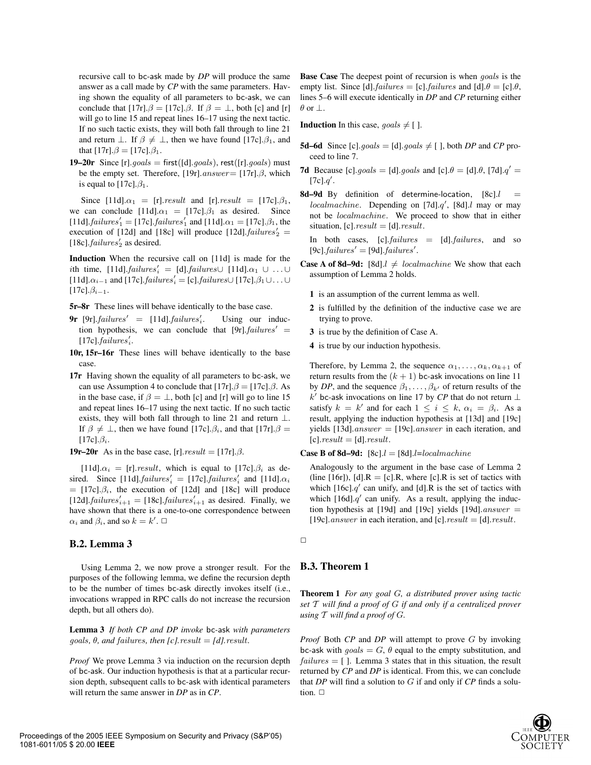recursive call to bc-ask made by *DP* will produce the same answer as a call made by *CP* with the same parameters. Having shown the equality of all parameters to bc-ask, we can conclude that [17r].$\beta$ = [17c].$\beta$. If $\beta = \bot$, both [c] and [r] will go to line 15 and repeat lines 16–17 using the next tactic. If no such tactic exists, they will both fall through to line 21 and return $\bot$. If $\beta \neq \bot$, then we have found [17c].$\beta_1$, and that [17r].$\beta$ = [17c].$\beta_1$.

**19–20r** Since [r].$goals$ = first([d].$goals$), rest([r].$goals$) must be the empty set. Therefore, [19r].$answer$= [17r].$\beta$, which is equal to [17c].$\beta_1$.

Since [11d].$\alpha_1$ = [r].$result$ and [r].$result$ = [17c].$\beta_1$, we can conclude [11d].$\alpha_1$ = [17c].$\beta_1$ as desired. Since [11d].$failures'_1$ = [17c].$failures'_1$ and [11d].$\alpha_1$ = [17c].$\beta_1$, the execution of [12d] and [18c] will produce [12d].$failures'_2$ = [18c].$failures'_2$ as desired.

**Induction** When the recursive call on [11d] is made for the $i$th time, [11d].$failures'_i$ = [d].$failures$∪ [11d].$\alpha_1$ ∪ ...∪ [11d].$\alpha_{i-1}$ and [17c].$failures'_i$ = [c].$failures$∪ [17c].$\beta_1$∪ ...∪ [17c].$\beta_{i-1}$.

**5r–8r** These lines will behave identically to the base case.

**9r** [9r].$failures'$ = [11d].$failures'_i$. Using our induction hypothesis, we can conclude that [9r].$failures'$ = [17c].$failures'_i$.

**10r, 15r–16r** These lines will behave identically to the base case.

**17r** Having shown the equality of all parameters to bc-ask, we can use Assumption 4 to conclude that [17r].$\beta$ = [17c].$\beta$. As in the base case, if $\beta = \bot$, both [c] and [r] will go to line 15 and repeat lines 16–17 using the next tactic. If no such tactic exists, they will both fall through to line 21 and return $\bot$. If $\beta \neq \bot$, then we have found [17c].$\beta_i$, and that [17r].$\beta$ = [17c].$\beta_i$.

**19r–20r** As in the base case, [r].$result$ = [17r].$\beta$.

[11d].$\alpha_i$ = [r].$result$, which is equal to [17c].$\beta_i$ as desired. Since [11d].$failures'_i$ = [17c].$failures'_i$ and [11d].$\alpha_i$ = [17c].$\beta_i$, the execution of [12d] and [18c] will produce [12d].$failures'_{i+1}$ = [18c].$failures'_{i+1}$ as desired. Finally, we have shown that there is a one-to-one correspondence between $\alpha_i$ and $\beta_i$, and so $k = k'$. □

## B.2. Lemma 3

Using Lemma 2, we now prove a stronger result. For the purposes of the following lemma, we define the recursion depth to be the number of times bc-ask directly invokes itself (i.e., invocations wrapped in RPC calls do not increase the recursion depth, but all others do).

**Lemma 3** *If both CP and DP invoke* bc-ask *with parameters goals, θ, and failures, then [c].result = [d].result.*

*Proof* We prove Lemma 3 via induction on the recursion depth of bc-ask. Our induction hypothesis is that at a particular recursion depth, subsequent calls to bc-ask with identical parameters will return the same answer in *DP* as in *CP*.

**Base Case** The deepest point of recursion is when $goals$ is the empty list. Since [d].$failures$ = [c].$failures$ and [d].$\theta$ = [c].$\theta$, lines 5–6 will execute identically in *DP* and *CP* returning either $\theta$ or $\bot$.

**Induction** In this case, $goals \neq$ [ ].

**5d–6d** Since [c].$goals$ = [d].$goals \neq$ [ ], both *DP* and *CP* proceed to line 7.

**7d** Because [c].$goals$ = [d].$goals$ and [c].$\theta$ = [d].$\theta$, [7d].$q'$ = [7c].$q'$.

**8d–9d** By definition of determine-location, [8c].$l$ = $localmachine$. Depending on [7d].$q'$, [8d].$l$ may or may not be $localmachine$. We proceed to show that in either situation, [c].$result$ = [d].$result$.

In both cases, [c].$failures$ = [d].$failures$, and so [9c].$failures'$ = [9d].$failures'$.

**Case A of 8d–9d:** [8d].$l \neq localmachine$ We show that each assumption of Lemma 2 holds.

1. is an assumption of the current lemma as well.
2. is fulfilled by the definition of the inductive case we are trying to prove.
3. is true by the definition of Case A.
4. is true by our induction hypothesis.

Therefore, by Lemma 2, the sequence $\alpha_1, \ldots, \alpha_k, \alpha_{k+1}$ of return results from the $(k+1)$ bc-ask invocations on line 11 by *DP*, and the sequence $\beta_1, \ldots, \beta_{k'}$ of return results of the $k'$ bc-ask invocations on line 17 by *CP* that do not return $\bot$ satisfy $k = k'$, and for each $1 \leq i \leq k$, $\alpha_i = \beta_i$. As a result, applying the induction hypothesis at [13d] and [19c] yields [13d].$answer$ = [19c].$answer$ in each iteration, and [c].$result$ = [d].$result$.

**Case B of 8d–9d:** [8c].$l$ = [8d].$l$=$localmachine$

Analogously to the argument in the base case of Lemma 2 (line [16r]), [d].R = [c].R, where [c].R is set of tactics with which [16c].$q'$ can unify, and [d].R is the set of tactics with which [16d].$q'$ can unify. As a result, applying the induction hypothesis at [19d] and [19c] yields [19d].$answer$ = [19c].$answer$ in each iteration, and [c].$result$ = [d].$result$.

□

## B.3. Theorem 1

**Theorem 1** *For any goal G, a distributed prover using tactic set $\mathcal{T}$ will find a proof of G if and only if a centralized prover using $\mathcal{T}$ will find a proof of G.*

*Proof* Both *CP* and *DP* will attempt to prove $G$ by invoking bc-ask with $goals = G$, $\theta$ equal to the empty substitution, and $failures$ = [ ]. Lemma 3 states that in this situation, the result returned by *CP* and *DP* is identical. From this, we can conclude that *DP* will find a solution to $G$ if and only if *CP* finds a solution. □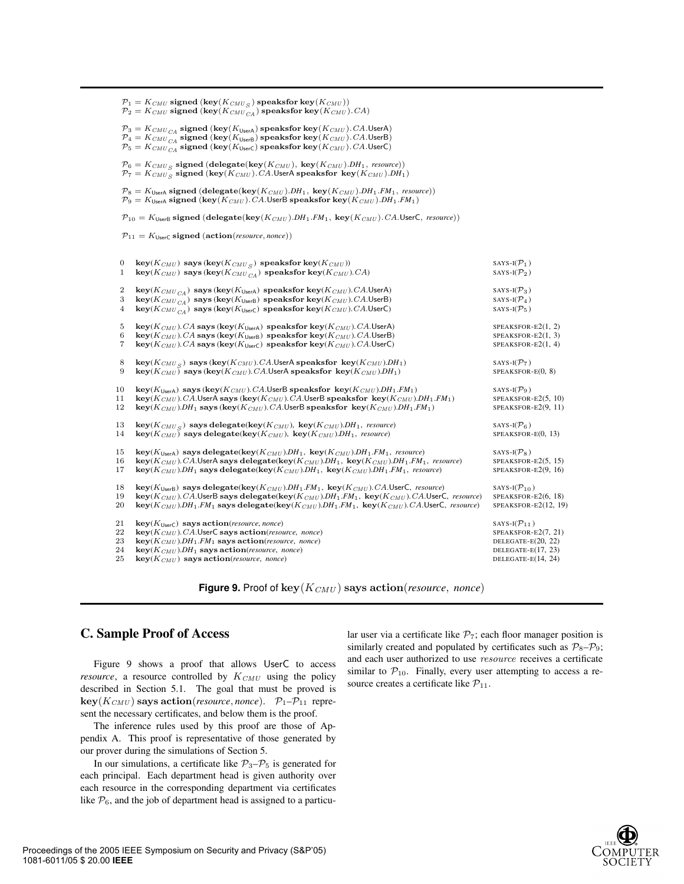$\mathcal{P}_1 = K_{CMU}$ **signed** ($\mathbf{key}(K_{CMU_S})$ **speaksfor** $\mathbf{key}(K_{CMU})$)
$\mathcal{P}_2 = K_{CMU}$ **signed** ($\mathbf{key}(K_{CMU_{CA}})$ **speaksfor** $\mathbf{key}(K_{CMU}).CA$)

$\mathcal{P}_3 = K_{CMU_{CA}}$ **signed** ($\mathbf{key}(K_{\mathsf{UserA}})$ **speaksfor** $\mathbf{key}(K_{CMU}).CA.\mathsf{UserA}$)
$\mathcal{P}_4 = K_{CMU_{CA}}$ **signed** ($\mathbf{key}(K_{\mathsf{UserB}})$ **speaksfor** $\mathbf{key}(K_{CMU}).CA.\mathsf{UserB}$)
$\mathcal{P}_5 = K_{CMU_{CA}}$ **signed** ($\mathbf{key}(K_{\mathsf{UserC}})$ **speaksfor** $\mathbf{key}(K_{CMU}).CA.\mathsf{UserC}$)

$\mathcal{P}_6 = K_{CMU_S}$ **signed** (**delegate**($\mathbf{key}(K_{CMU})$, $\mathbf{key}(K_{CMU}).DH_1$, *resource*))
$\mathcal{P}_7 = K_{CMU_S}$ **signed** ($\mathbf{key}(K_{CMU}).CA.\mathsf{UserA}$ **speaksfor** $\mathbf{key}(K_{CMU}).DH_1$)

$\mathcal{P}_8 = K_{\mathsf{UserA}}$ **signed** (**delegate**($\mathbf{key}(K_{CMU}).DH_1$, $\mathbf{key}(K_{CMU}).DH_1.FM_1$, *resource*))
$\mathcal{P}_9 = K_{\mathsf{UserA}}$ **signed** ($\mathbf{key}(K_{CMU}).CA.\mathsf{UserB}$ **speaksfor** $\mathbf{key}(K_{CMU}).DH_1.FM_1$)

$\mathcal{P}_{10} = K_{\mathsf{UserB}}$ **signed** (**delegate**($\mathbf{key}(K_{CMU}).DH_1.FM_1$, $\mathbf{key}(K_{CMU}).CA.\mathsf{UserC}$, *resource*))

$\mathcal{P}_{11} = K_{\mathsf{UserC}}$ **signed** (**action**(*resource*, *nonce*))

| | | |
|---|---|---|
| 0 | $\mathbf{key}(K_{CMU})$ **says** ($\mathbf{key}(K_{CMU_S})$ **speaksfor** $\mathbf{key}(K_{CMU})$) | SAYS-I($\mathcal{P}_1$) |
| 1 | $\mathbf{key}(K_{CMU})$ **says** ($\mathbf{key}(K_{CMU_{CA}})$ **speaksfor** $\mathbf{key}(K_{CMU}).CA$) | SAYS-I($\mathcal{P}_2$) |
| 2 | $\mathbf{key}(K_{CMU_{CA}})$ **says** ($\mathbf{key}(K_{\mathsf{UserA}})$ **speaksfor** $\mathbf{key}(K_{CMU}).CA.\mathsf{UserA}$) | SAYS-I($\mathcal{P}_3$) |
| 3 | $\mathbf{key}(K_{CMU_{CA}})$ **says** ($\mathbf{key}(K_{\mathsf{UserB}})$ **speaksfor** $\mathbf{key}(K_{CMU}).CA.\mathsf{UserB}$) | SAYS-I($\mathcal{P}_4$) |
| 4 | $\mathbf{key}(K_{CMU_{CA}})$ **says** ($\mathbf{key}(K_{\mathsf{UserC}})$ **speaksfor** $\mathbf{key}(K_{CMU}).CA.\mathsf{UserC}$) | SAYS-I($\mathcal{P}_5$) |
| 5 | $\mathbf{key}(K_{CMU}).CA$ **says** ($\mathbf{key}(K_{\mathsf{UserA}})$ **speaksfor** $\mathbf{key}(K_{CMU}).CA.\mathsf{UserA}$) | SPEAKSFOR-E2(1, 2) |
| 6 | $\mathbf{key}(K_{CMU}).CA$ **says** ($\mathbf{key}(K_{\mathsf{UserB}})$ **speaksfor** $\mathbf{key}(K_{CMU}).CA.\mathsf{UserB}$) | SPEAKSFOR-E2(1, 3) |
| 7 | $\mathbf{key}(K_{CMU}).CA$ **says** ($\mathbf{key}(K_{\mathsf{UserC}})$ **speaksfor** $\mathbf{key}(K_{CMU}).CA.\mathsf{UserC}$) | SPEAKSFOR-E2(1, 4) |
| 8 | $\mathbf{key}(K_{CMU_S})$ **says** ($\mathbf{key}(K_{CMU}).CA.\mathsf{UserA}$ **speaksfor** $\mathbf{key}(K_{CMU}).DH_1$) | SAYS-I($\mathcal{P}_7$) |
| 9 | $\mathbf{key}(K_{CMU})$ **says** ($\mathbf{key}(K_{CMU}).CA.\mathsf{UserA}$ **speaksfor** $\mathbf{key}(K_{CMU}).DH_1$) | SPEAKSFOR-E(0, 8) |
| 10 | $\mathbf{key}(K_{\mathsf{UserA}})$ **says** ($\mathbf{key}(K_{CMU}).CA.\mathsf{UserB}$ **speaksfor** $\mathbf{key}(K_{CMU}).DH_1.FM_1$) | SAYS-I($\mathcal{P}_9$) |
| 11 | $\mathbf{key}(K_{CMU}).CA.\mathsf{UserA}$ **says** ($\mathbf{key}(K_{CMU}).CA.\mathsf{UserB}$ **speaksfor** $\mathbf{key}(K_{CMU}).DH_1.FM_1$) | SPEAKSFOR-E2(5, 10) |
| 12 | $\mathbf{key}(K_{CMU}).DH_1$ **says** ($\mathbf{key}(K_{CMU}).CA.\mathsf{UserB}$ **speaksfor** $\mathbf{key}(K_{CMU}).DH_1.FM_1$) | SPEAKSFOR-E2(9, 11) |
| 13 | $\mathbf{key}(K_{CMU_S})$ **says delegate**($\mathbf{key}(K_{CMU})$, $\mathbf{key}(K_{CMU}).DH_1$, *resource*) | SAYS-I($\mathcal{P}_6$) |
| 14 | $\mathbf{key}(K_{CMU})$ **says delegate**($\mathbf{key}(K_{CMU})$, $\mathbf{key}(K_{CMU}).DH_1$, *resource*) | SPEAKSFOR-E(0, 13) |
| 15 | $\mathbf{key}(K_{\mathsf{UserA}})$ **says delegate**($\mathbf{key}(K_{CMU}).DH_1$, $\mathbf{key}(K_{CMU}).DH_1.FM_1$, *resource*) | SAYS-I($\mathcal{P}_8$) |
| 16 | $\mathbf{key}(K_{CMU}).CA.\mathsf{UserA}$ **says delegate**($\mathbf{key}(K_{CMU}).DH_1$, $\mathbf{key}(K_{CMU}).DH_1.FM_1$, *resource*) | SPEAKSFOR-E2(5, 15) |
| 17 | $\mathbf{key}(K_{CMU}).DH_1$ **says delegate**($\mathbf{key}(K_{CMU}).DH_1$, $\mathbf{key}(K_{CMU}).DH_1.FM_1$, *resource*) | SPEAKSFOR-E2(9, 16) |
| 18 | $\mathbf{key}(K_{\mathsf{UserB}})$ **says delegate**($\mathbf{key}(K_{CMU}).DH_1.FM_1$, $\mathbf{key}(K_{CMU}).CA.\mathsf{UserC}$, *resource*) | SAYS-I($\mathcal{P}_{10}$) |
| 19 | $\mathbf{key}(K_{CMU}).CA.\mathsf{UserB}$ **says delegate**($\mathbf{key}(K_{CMU}).DH_1.FM_1$, $\mathbf{key}(K_{CMU}).CA.\mathsf{UserC}$, *resource*) | SPEAKSFOR-E2(6, 18) |
| 20 | $\mathbf{key}(K_{CMU}).DH_1.FM_1$ **says delegate**($\mathbf{key}(K_{CMU}).DH_1.FM_1$, $\mathbf{key}(K_{CMU}).CA.\mathsf{UserC}$, *resource*) | SPEAKSFOR-E2(12, 19) |
| 21 | $\mathbf{key}(K_{\mathsf{UserC}})$ **says action**(*resource*, *nonce*) | SAYS-I($\mathcal{P}_{11}$) |
| 22 | $\mathbf{key}(K_{CMU}).CA.\mathsf{UserC}$ **says action**(*resource*, *nonce*) | SPEAKSFOR-E2(7, 21) |
| 23 | $\mathbf{key}(K_{CMU}).DH_1.FM_1$ **says action**(*resource*, *nonce*) | DELEGATE-E(20, 22) |
| 24 | $\mathbf{key}(K_{CMU}).DH_1$ **says action**(*resource*, *nonce*) | DELEGATE-E(17, 23) |
| 25 | $\mathbf{key}(K_{CMU})$ **says action**(*resource*, *nonce*) | DELEGATE-E(14, 24) |

**Figure 9.** Proof of $\mathbf{key}(K_{CMU})$ **says action**(*resource*, *nonce*)

## C. Sample Proof of Access

Figure 9 shows a proof that allows UserC to access *resource*, a resource controlled by $K_{CMU}$ using the policy described in Section 5.1. The goal that must be proved is $\mathbf{key}(K_{CMU})$ **says action**(*resource*, *nonce*). $\mathcal{P}_1$–$\mathcal{P}_{11}$ represent the necessary certificates, and below them is the proof.

The inference rules used by this proof are those of Appendix A. This proof is representative of those generated by our prover during the simulations of Section 5.

In our simulations, a certificate like $\mathcal{P}_3$–$\mathcal{P}_5$ is generated for each principal. Each department head is given authority over each resource in the corresponding department via certificates like $\mathcal{P}_6$, and the job of department head is assigned to a particular user via a certificate like $\mathcal{P}_7$; each floor manager position is similarly created and populated by certificates such as $\mathcal{P}_8$–$\mathcal{P}_9$; and each user authorized to use *resource* receives a certificate similar to $\mathcal{P}_{10}$. Finally, every user attempting to access a resource creates a certificate like $\mathcal{P}_{11}$.